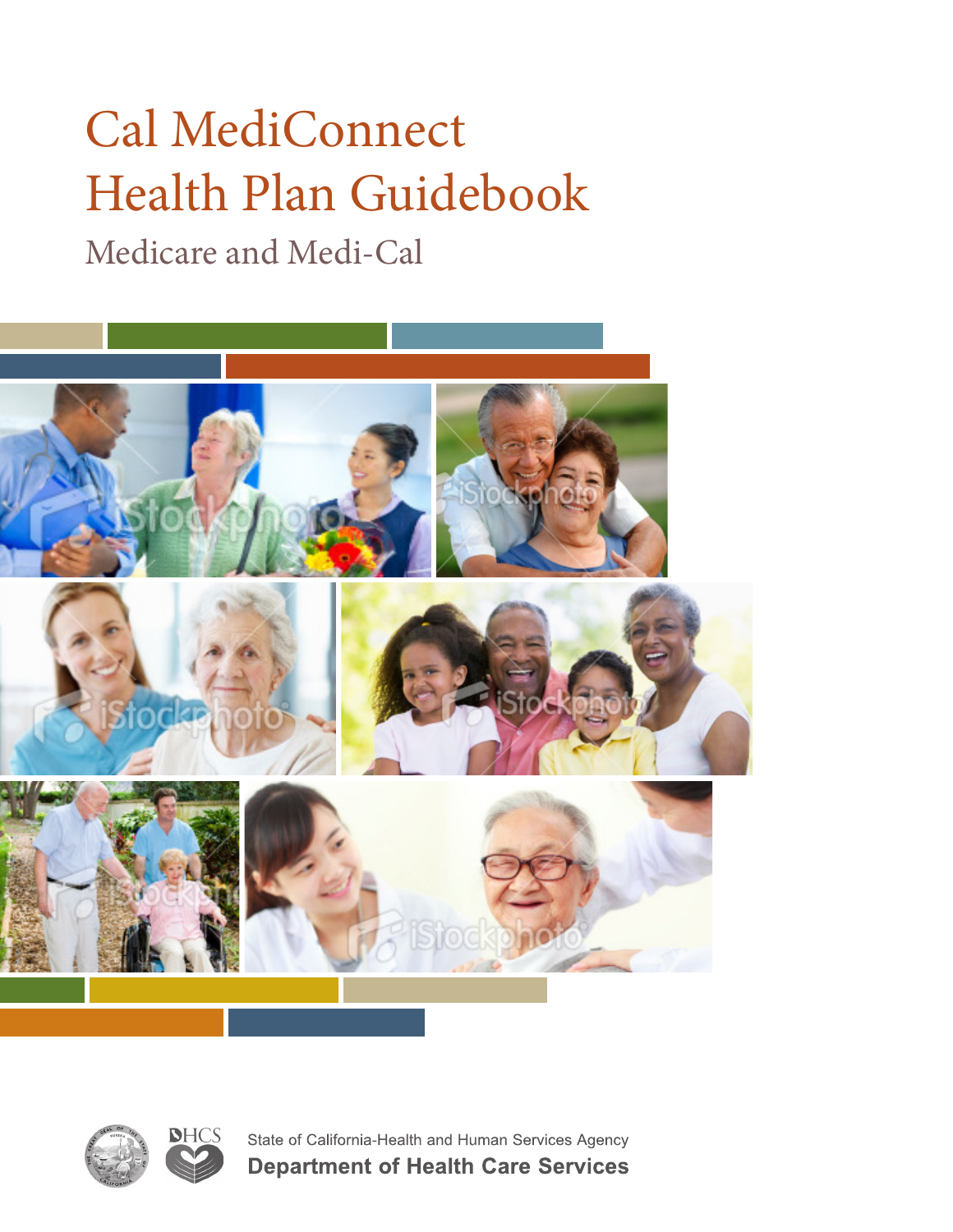# Cal MediConnect Health Plan Guidebook

## Medicare and Medi-Cal

State of California-Health and Human Services Agency

**Department of Health Care Services**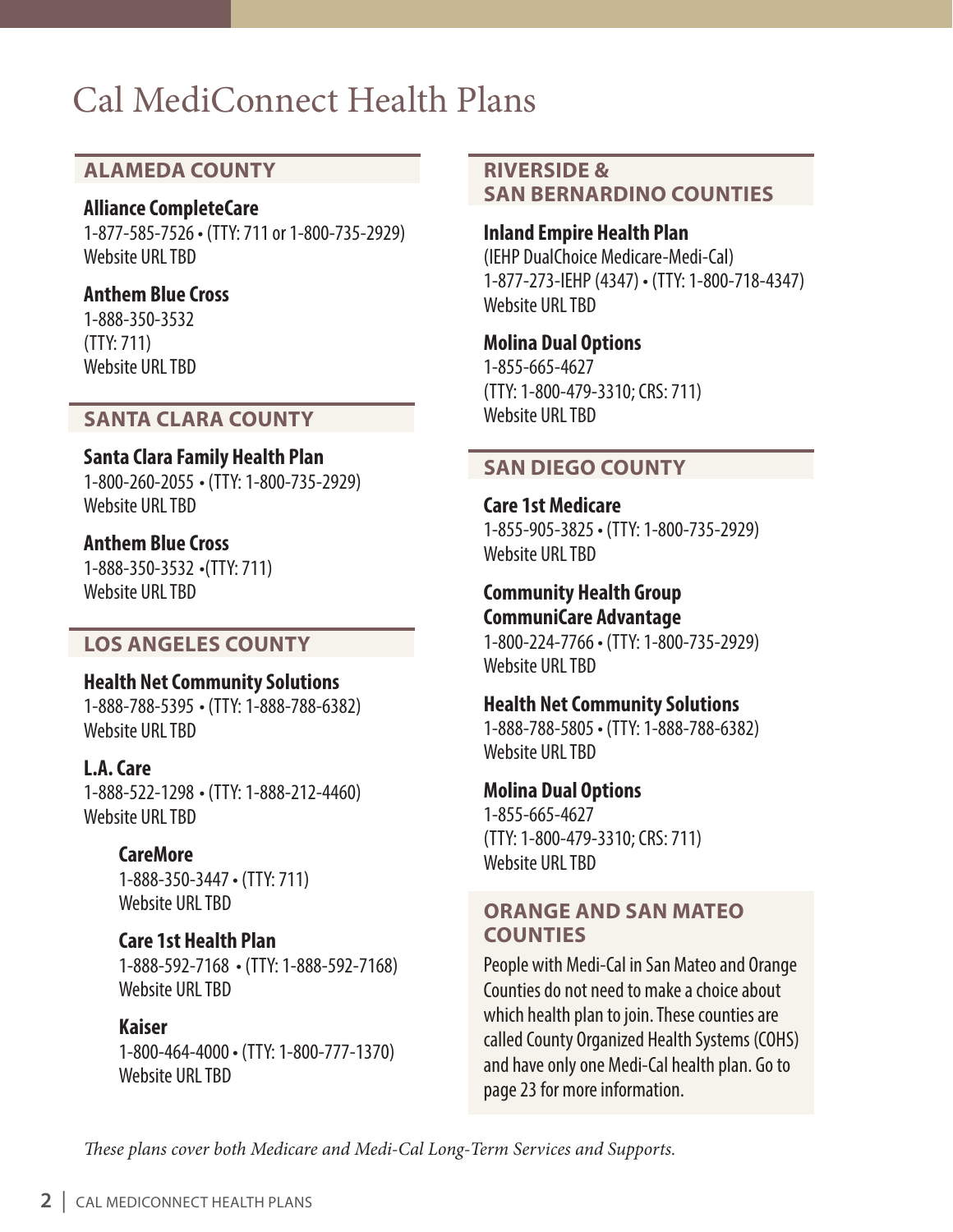# Cal MediConnect Health Plans

## ALAMEDA COUNTY

**Alliance CompleteCare**
1-877-585-7526 • (TTY: 711 or 1-800-735-2929)
Website URL TBD

**Anthem Blue Cross**
1-888-350-3532
(TTY: 711)
Website URL TBD

## SANTA CLARA COUNTY

**Santa Clara Family Health Plan**
1-800-260-2055 • (TTY: 1-800-735-2929)
Website URL TBD

**Anthem Blue Cross**
1-888-350-3532 •(TTY: 711)
Website URL TBD

## LOS ANGELES COUNTY

**Health Net Community Solutions**
1-888-788-5395 • (TTY: 1-888-788-6382)
Website URL TBD

**L.A. Care**
1-888-522-1298 • (TTY: 1-888-212-4460)
Website URL TBD

**CareMore**
1-888-350-3447 • (TTY: 711)
Website URL TBD

**Care 1st Health Plan**
1-888-592-7168 • (TTY: 1-888-592-7168)
Website URL TBD

**Kaiser**
1-800-464-4000 • (TTY: 1-800-777-1370)
Website URL TBD

## RIVERSIDE & SAN BERNARDINO COUNTIES

**Inland Empire Health Plan**
(IEHP DualChoice Medicare-Medi-Cal)
1-877-273-IEHP (4347) • (TTY: 1-800-718-4347)
Website URL TBD

**Molina Dual Options**
1-855-665-4627
(TTY: 1-800-479-3310; CRS: 711)
Website URL TBD

## SAN DIEGO COUNTY

**Care 1st Medicare**
1-855-905-3825 • (TTY: 1-800-735-2929)
Website URL TBD

**Community Health Group CommuniCare Advantage**
1-800-224-7766 • (TTY: 1-800-735-2929)
Website URL TBD

**Health Net Community Solutions**
1-888-788-5805 • (TTY: 1-888-788-6382)
Website URL TBD

**Molina Dual Options**
1-855-665-4627
(TTY: 1-800-479-3310; CRS: 711)
Website URL TBD

## ORANGE AND SAN MATEO COUNTIES

People with Medi-Cal in San Mateo and Orange Counties do not need to make a choice about which health plan to join. These counties are called County Organized Health Systems (COHS) and have only one Medi-Cal health plan. Go to page 23 for more information.

*These plans cover both Medicare and Medi-Cal Long-Term Services and Supports.*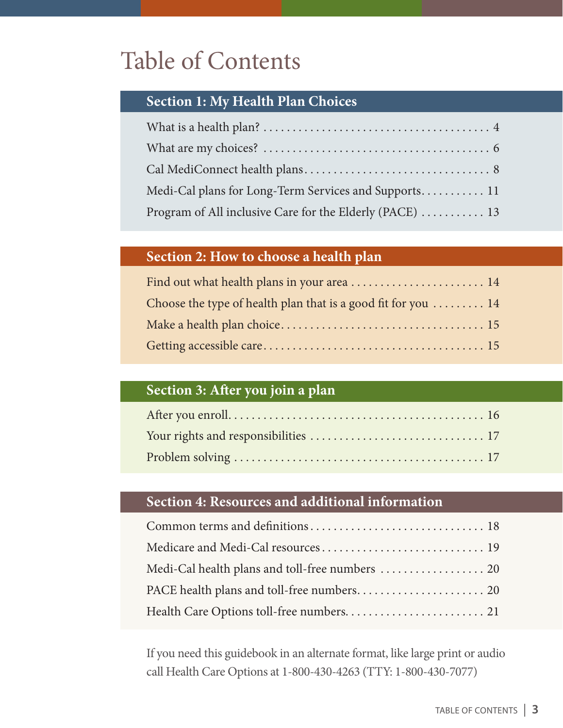# Table of Contents

## Section 1: My Health Plan Choices

What is a health plan? . . . . . . . . . . . . . . . . . . . . . . . . . . . . . . . . . . . . . . 4

What are my choices? . . . . . . . . . . . . . . . . . . . . . . . . . . . . . . . . . . . . . . 6

Cal MediConnect health plans . . . . . . . . . . . . . . . . . . . . . . . . . . . . . . . 8

Medi-Cal plans for Long-Term Services and Supports . . . . . . . . . . . 11

Program of All inclusive Care for the Elderly (PACE) . . . . . . . . . . . 13

## Section 2: How to choose a health plan

Find out what health plans in your area . . . . . . . . . . . . . . . . . . . . . . . 14

Choose the type of health plan that is a good fit for you . . . . . . . . . 14

Make a health plan choice . . . . . . . . . . . . . . . . . . . . . . . . . . . . . . . . . . 15

Getting accessible care . . . . . . . . . . . . . . . . . . . . . . . . . . . . . . . . . . . . 15

## Section 3: After you join a plan

After you enroll . . . . . . . . . . . . . . . . . . . . . . . . . . . . . . . . . . . . . . . . . . 16

Your rights and responsibilities . . . . . . . . . . . . . . . . . . . . . . . . . . . . . 17

Problem solving . . . . . . . . . . . . . . . . . . . . . . . . . . . . . . . . . . . . . . . . . . 17

## Section 4: Resources and additional information

Common terms and definitions . . . . . . . . . . . . . . . . . . . . . . . . . . . . . . 18

Medicare and Medi-Cal resources . . . . . . . . . . . . . . . . . . . . . . . . . . . . 19

Medi-Cal health plans and toll-free numbers . . . . . . . . . . . . . . . . . . 20

PACE health plans and toll-free numbers . . . . . . . . . . . . . . . . . . . . . . 20

Health Care Options toll-free numbers . . . . . . . . . . . . . . . . . . . . . . . . 21

If you need this guidebook in an alternate format, like large print or audio call Health Care Options at 1-800-430-4263 (TTY: 1-800-430-7077)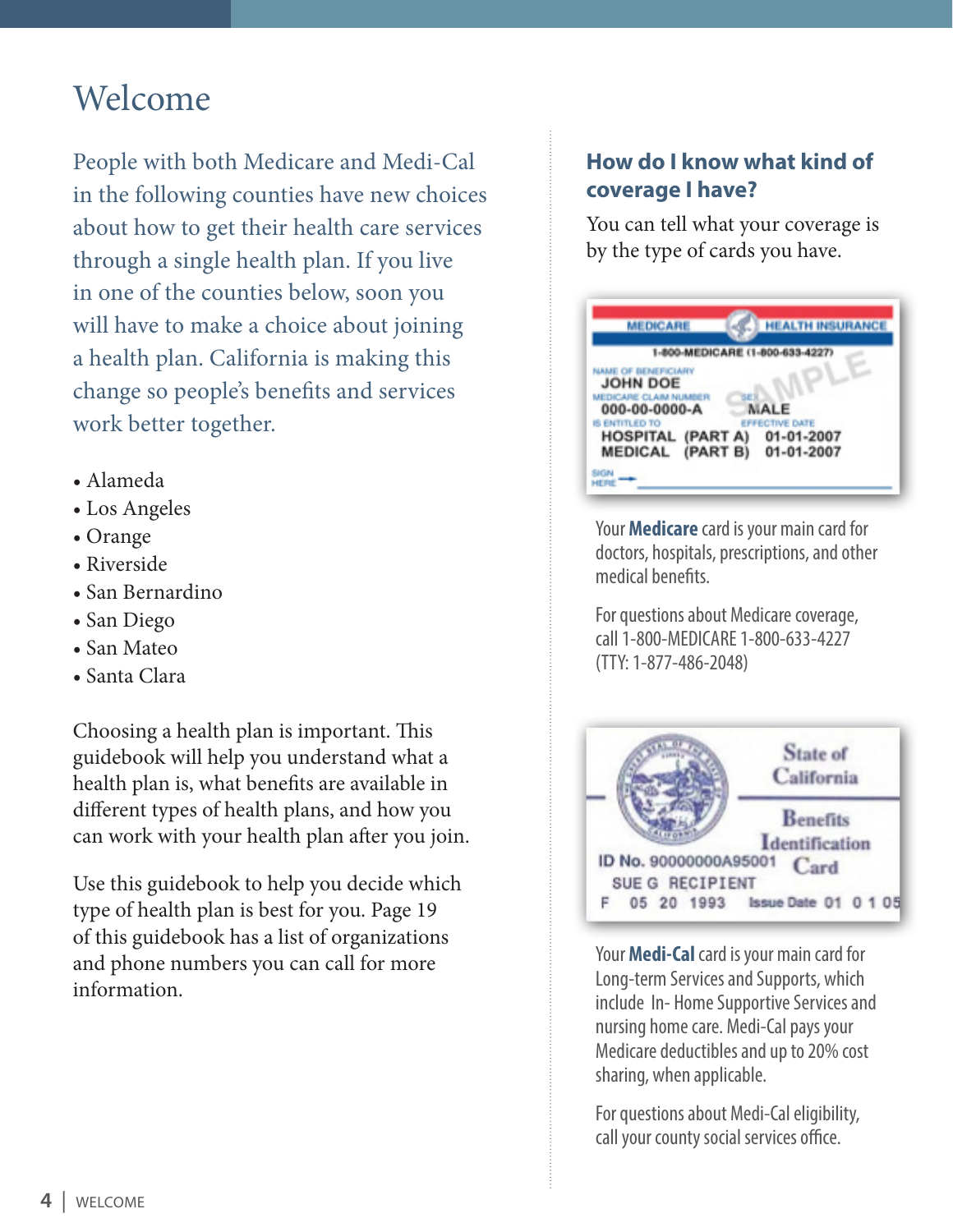# Welcome

People with both Medicare and Medi-Cal in the following counties have new choices about how to get their health care services through a single health plan. If you live in one of the counties below, soon you will have to make a choice about joining a health plan. California is making this change so people's benefits and services work better together.

- Alameda
- Los Angeles
- Orange
- Riverside
- San Bernardino
- San Diego
- San Mateo
- Santa Clara

Choosing a health plan is important. This guidebook will help you understand what a health plan is, what benefits are available in different types of health plans, and how you can work with your health plan after you join.

Use this guidebook to help you decide which type of health plan is best for you. Page 19 of this guidebook has a list of organizations and phone numbers you can call for more information.

## How do I know what kind of coverage I have?

You can tell what your coverage is by the type of cards you have.

Your **Medicare** card is your main card for doctors, hospitals, prescriptions, and other medical benefits.

For questions about Medicare coverage, call 1-800-MEDICARE 1-800-633-4227 (TTY: 1-877-486-2048)

Your **Medi-Cal** card is your main card for Long-term Services and Supports, which include In- Home Supportive Services and nursing home care. Medi-Cal pays your Medicare deductibles and up to 20% cost sharing, when applicable.

For questions about Medi-Cal eligibility, call your county social services office.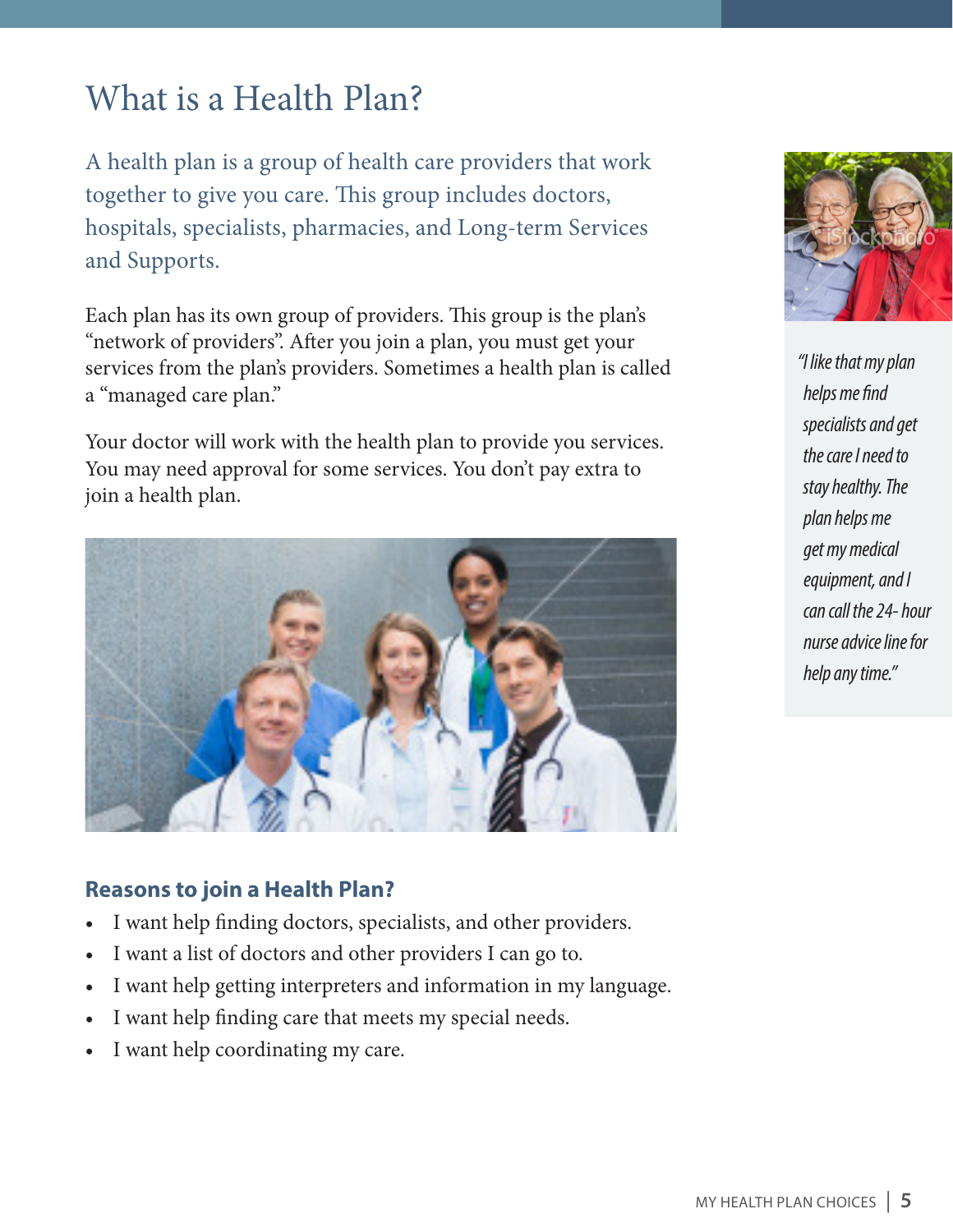# What is a Health Plan?

A health plan is a group of health care providers that work together to give you care. This group includes doctors, hospitals, specialists, pharmacies, and Long-term Services and Supports.

Each plan has its own group of providers. This group is the plan's "network of providers". After you join a plan, you must get your services from the plan's providers. Sometimes a health plan is called a "managed care plan."

Your doctor will work with the health plan to provide you services. You may need approval for some services. You don't pay extra to join a health plan.

*"I like that my plan helps me find specialists and get the care I need to stay healthy. The plan helps me get my medical equipment, and I can call the 24- hour nurse advice line for help any time."*

### Reasons to join a Health Plan?

- I want help finding doctors, specialists, and other providers.
- I want a list of doctors and other providers I can go to.
- I want help getting interpreters and information in my language.
- I want help finding care that meets my special needs.
- I want help coordinating my care.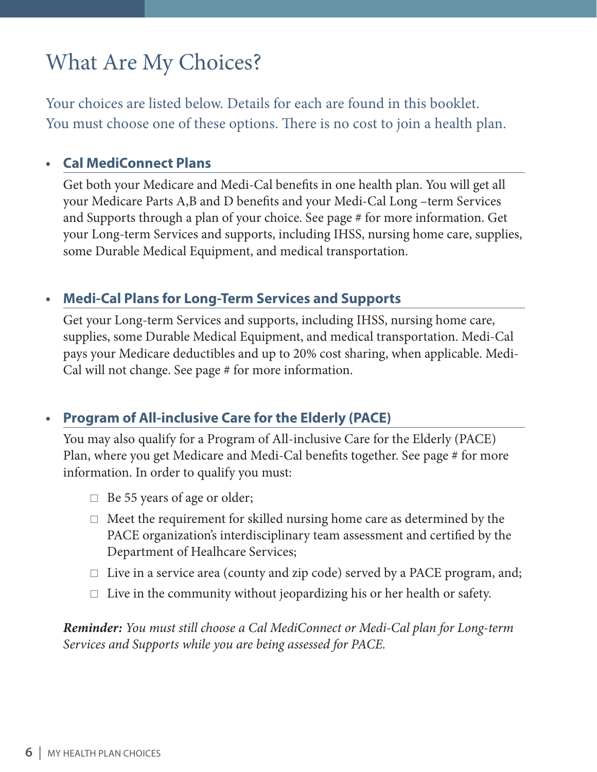# What Are My Choices?

Your choices are listed below. Details for each are found in this booklet. You must choose one of these options. There is no cost to join a health plan.

- **Cal MediConnect Plans**

  Get both your Medicare and Medi-Cal benefits in one health plan. You will get all your Medicare Parts A,B and D benefits and your Medi-Cal Long –term Services and Supports through a plan of your choice. See page # for more information. Get your Long-term Services and supports, including IHSS, nursing home care, supplies, some Durable Medical Equipment, and medical transportation.

- **Medi-Cal Plans for Long-Term Services and Supports**

  Get your Long-term Services and supports, including IHSS, nursing home care, supplies, some Durable Medical Equipment, and medical transportation. Medi-Cal pays your Medicare deductibles and up to 20% cost sharing, when applicable. Medi-Cal will not change. See page # for more information.

- **Program of All-inclusive Care for the Elderly (PACE)**

  You may also qualify for a Program of All-inclusive Care for the Elderly (PACE) Plan, where you get Medicare and Medi-Cal benefits together. See page # for more information. In order to qualify you must:

  - Be 55 years of age or older;
  - Meet the requirement for skilled nursing home care as determined by the PACE organization's interdisciplinary team assessment and certified by the Department of Healhcare Services;
  - Live in a service area (county and zip code) served by a PACE program, and;
  - Live in the community without jeopardizing his or her health or safety.

  ***Reminder:*** *You must still choose a Cal MediConnect or Medi-Cal plan for Long-term Services and Supports while you are being assessed for PACE.*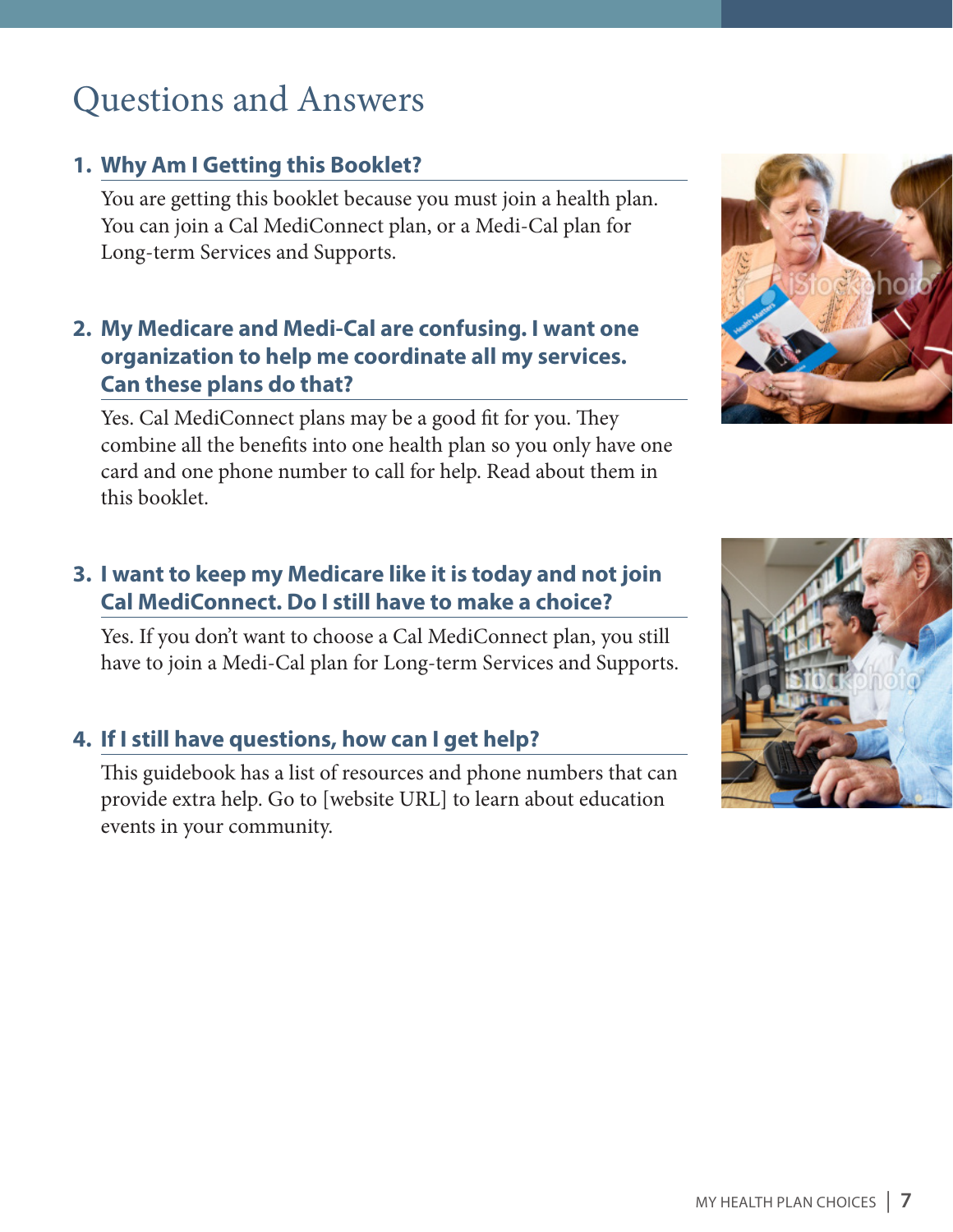# Questions and Answers

## 1. Why Am I Getting this Booklet?

You are getting this booklet because you must join a health plan. You can join a Cal MediConnect plan, or a Medi-Cal plan for Long-term Services and Supports.

## 2. My Medicare and Medi-Cal are confusing. I want one organization to help me coordinate all my services. Can these plans do that?

Yes. Cal MediConnect plans may be a good fit for you. They combine all the benefits into one health plan so you only have one card and one phone number to call for help. Read about them in this booklet.

## 3. I want to keep my Medicare like it is today and not join Cal MediConnect. Do I still have to make a choice?

Yes. If you don't want to choose a Cal MediConnect plan, you still have to join a Medi-Cal plan for Long-term Services and Supports.

## 4. If I still have questions, how can I get help?

This guidebook has a list of resources and phone numbers that can provide extra help. Go to [website URL] to learn about education events in your community.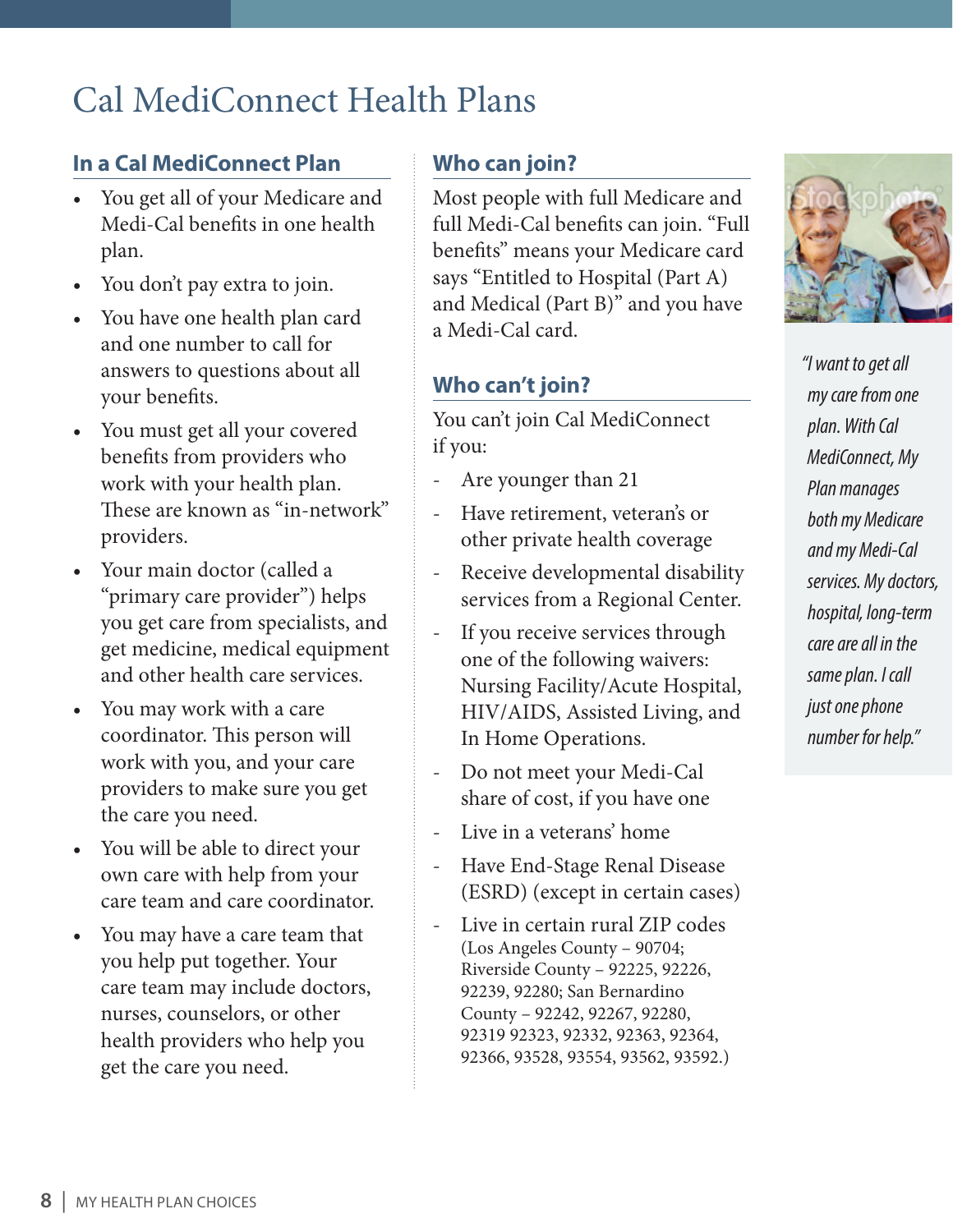# Cal MediConnect Health Plans

## In a Cal MediConnect Plan

- You get all of your Medicare and Medi-Cal benefits in one health plan.
- You don't pay extra to join.
- You have one health plan card and one number to call for answers to questions about all your benefits.
- You must get all your covered benefits from providers who work with your health plan. These are known as "in-network" providers.
- Your main doctor (called a "primary care provider") helps you get care from specialists, and get medicine, medical equipment and other health care services.
- You may work with a care coordinator. This person will work with you, and your care providers to make sure you get the care you need.
- You will be able to direct your own care with help from your care team and care coordinator.
- You may have a care team that you help put together. Your care team may include doctors, nurses, counselors, or other health providers who help you get the care you need.

## Who can join?

Most people with full Medicare and full Medi-Cal benefits can join. "Full benefits" means your Medicare card says "Entitled to Hospital (Part A) and Medical (Part B)" and you have a Medi-Cal card.

## Who can't join?

You can't join Cal MediConnect if you:

- Are younger than 21
- Have retirement, veteran's or other private health coverage
- Receive developmental disability services from a Regional Center.
- If you receive services through one of the following waivers: Nursing Facility/Acute Hospital, HIV/AIDS, Assisted Living, and In Home Operations.
- Do not meet your Medi-Cal share of cost, if you have one
- Live in a veterans' home
- Have End-Stage Renal Disease (ESRD) (except in certain cases)
- Live in certain rural ZIP codes (Los Angeles County – 90704; Riverside County – 92225, 92226, 92239, 92280; San Bernardino County – 92242, 92267, 92280, 92319 92323, 92332, 92363, 92364, 92366, 93528, 93554, 93562, 93592.)

*"I want to get all my care from one plan. With Cal MediConnect, My Plan manages both my Medicare and my Medi-Cal services. My doctors, hospital, long-term care are all in the same plan. I call just one phone number for help."*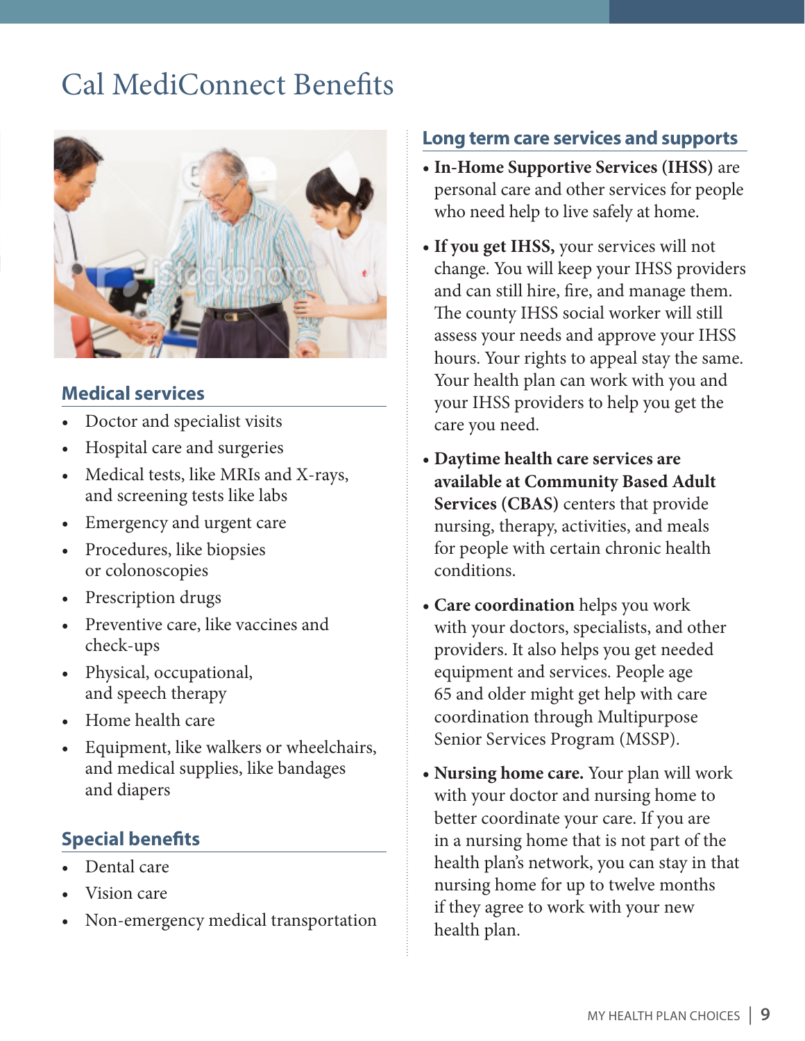# Cal MediConnect Benefits

## Medical services

- Doctor and specialist visits
- Hospital care and surgeries
- Medical tests, like MRIs and X-rays, and screening tests like labs
- Emergency and urgent care
- Procedures, like biopsies or colonoscopies
- Prescription drugs
- Preventive care, like vaccines and check-ups
- Physical, occupational, and speech therapy
- Home health care
- Equipment, like walkers or wheelchairs, and medical supplies, like bandages and diapers

## Special benefits

- Dental care
- Vision care
- Non-emergency medical transportation

## Long term care services and supports

- **In-Home Supportive Services (IHSS)** are personal care and other services for people who need help to live safely at home.
- **If you get IHSS,** your services will not change. You will keep your IHSS providers and can still hire, fire, and manage them. The county IHSS social worker will still assess your needs and approve your IHSS hours. Your rights to appeal stay the same. Your health plan can work with you and your IHSS providers to help you get the care you need.
- **Daytime health care services are available at Community Based Adult Services (CBAS)** centers that provide nursing, therapy, activities, and meals for people with certain chronic health conditions.
- **Care coordination** helps you work with your doctors, specialists, and other providers. It also helps you get needed equipment and services. People age 65 and older might get help with care coordination through Multipurpose Senior Services Program (MSSP).
- **Nursing home care.** Your plan will work with your doctor and nursing home to better coordinate your care. If you are in a nursing home that is not part of the health plan's network, you can stay in that nursing home for up to twelve months if they agree to work with your new health plan.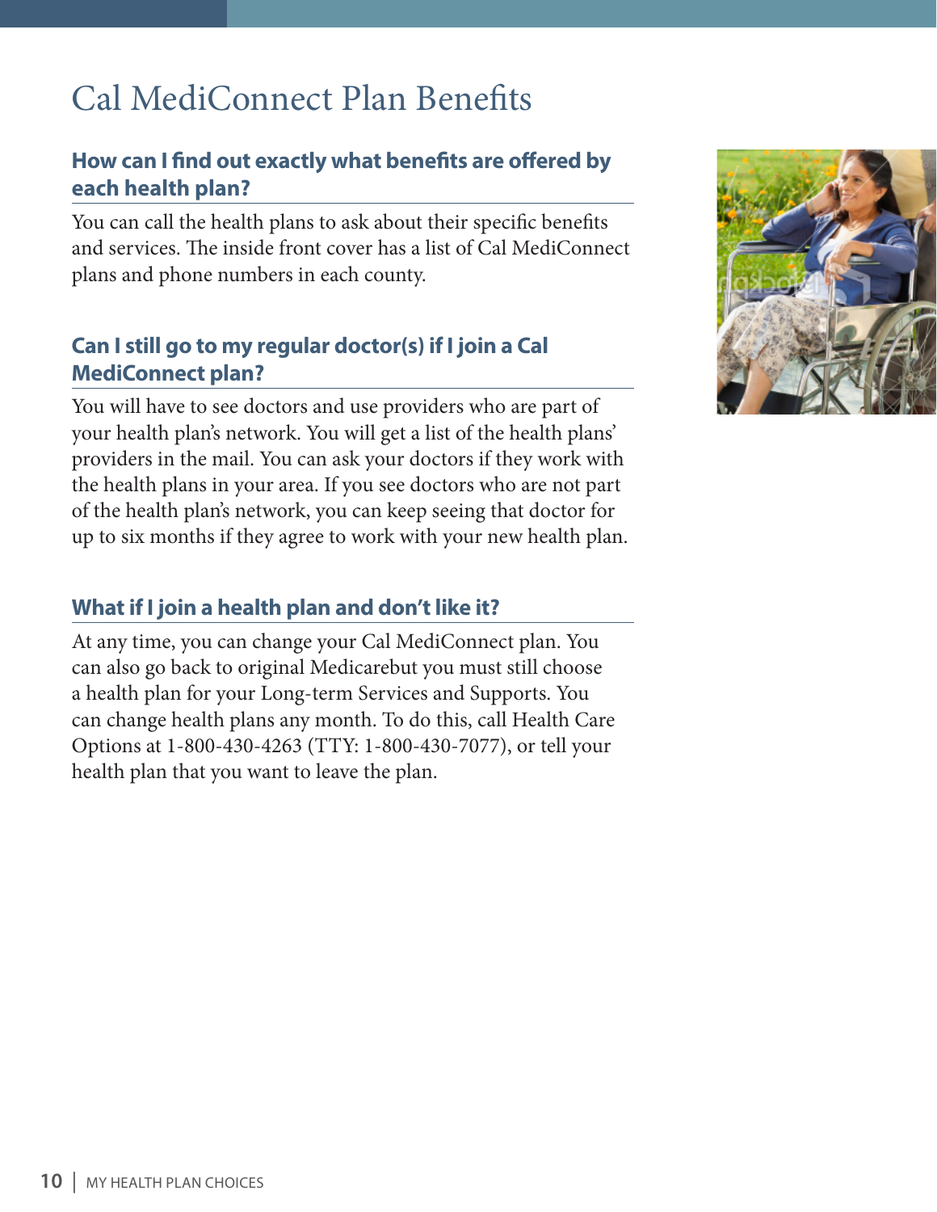# Cal MediConnect Plan Benefits

## How can I find out exactly what benefits are offered by each health plan?

You can call the health plans to ask about their specific benefits and services. The inside front cover has a list of Cal MediConnect plans and phone numbers in each county.

## Can I still go to my regular doctor(s) if I join a Cal MediConnect plan?

You will have to see doctors and use providers who are part of your health plan's network. You will get a list of the health plans' providers in the mail. You can ask your doctors if they work with the health plans in your area. If you see doctors who are not part of the health plan's network, you can keep seeing that doctor for up to six months if they agree to work with your new health plan.

## What if I join a health plan and don't like it?

At any time, you can change your Cal MediConnect plan. You can also go back to original Medicarebut you must still choose a health plan for your Long-term Services and Supports. You can change health plans any month. To do this, call Health Care Options at 1-800-430-4263 (TTY: 1-800-430-7077), or tell your health plan that you want to leave the plan.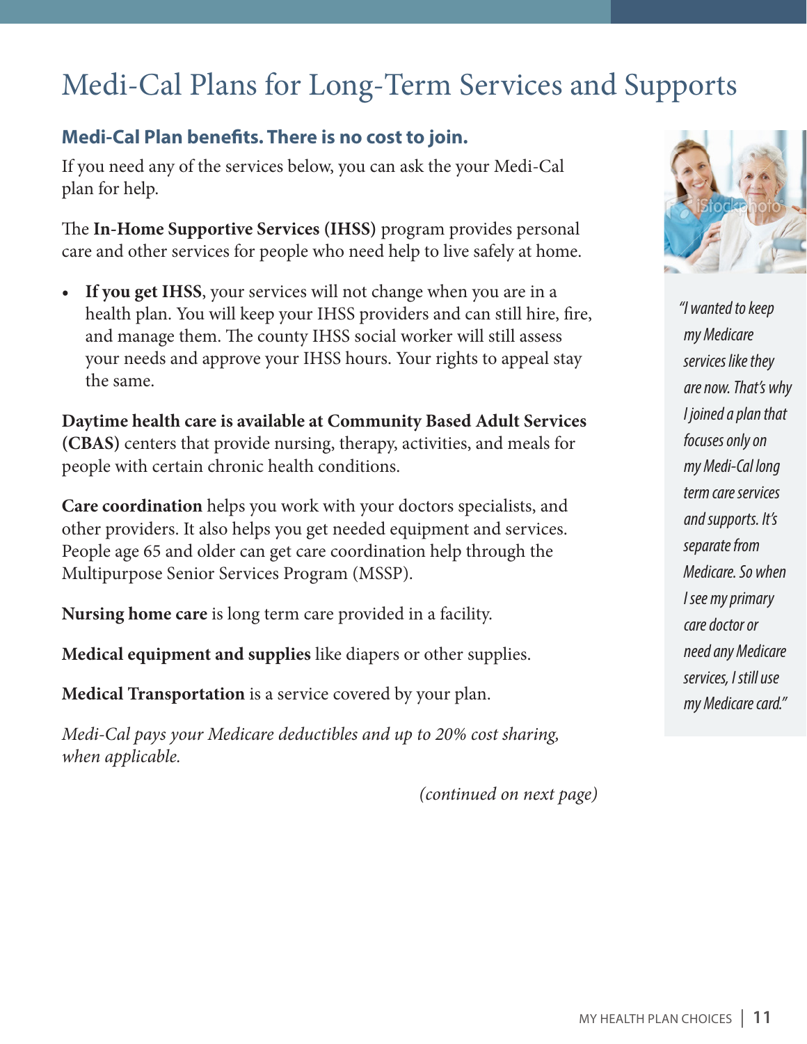# Medi-Cal Plans for Long-Term Services and Supports

**Medi-Cal Plan benefits. There is no cost to join.**

If you need any of the services below, you can ask the your Medi-Cal plan for help.

The **In-Home Supportive Services (IHSS)** program provides personal care and other services for people who need help to live safely at home.

- **If you get IHSS**, your services will not change when you are in a health plan. You will keep your IHSS providers and can still hire, fire, and manage them. The county IHSS social worker will still assess your needs and approve your IHSS hours. Your rights to appeal stay the same.

**Daytime health care is available at Community Based Adult Services (CBAS)** centers that provide nursing, therapy, activities, and meals for people with certain chronic health conditions.

**Care coordination** helps you work with your doctors specialists, and other providers. It also helps you get needed equipment and services. People age 65 and older can get care coordination help through the Multipurpose Senior Services Program (MSSP).

**Nursing home care** is long term care provided in a facility.

**Medical equipment and supplies** like diapers or other supplies.

**Medical Transportation** is a service covered by your plan.

*Medi-Cal pays your Medicare deductibles and up to 20% cost sharing, when applicable.*

(continued on next page)

*"I wanted to keep my Medicare services like they are now. That's why I joined a plan that focuses only on my Medi-Cal long term care services and supports. It's separate from Medicare. So when I see my primary care doctor or need any Medicare services, I still use my Medicare card."*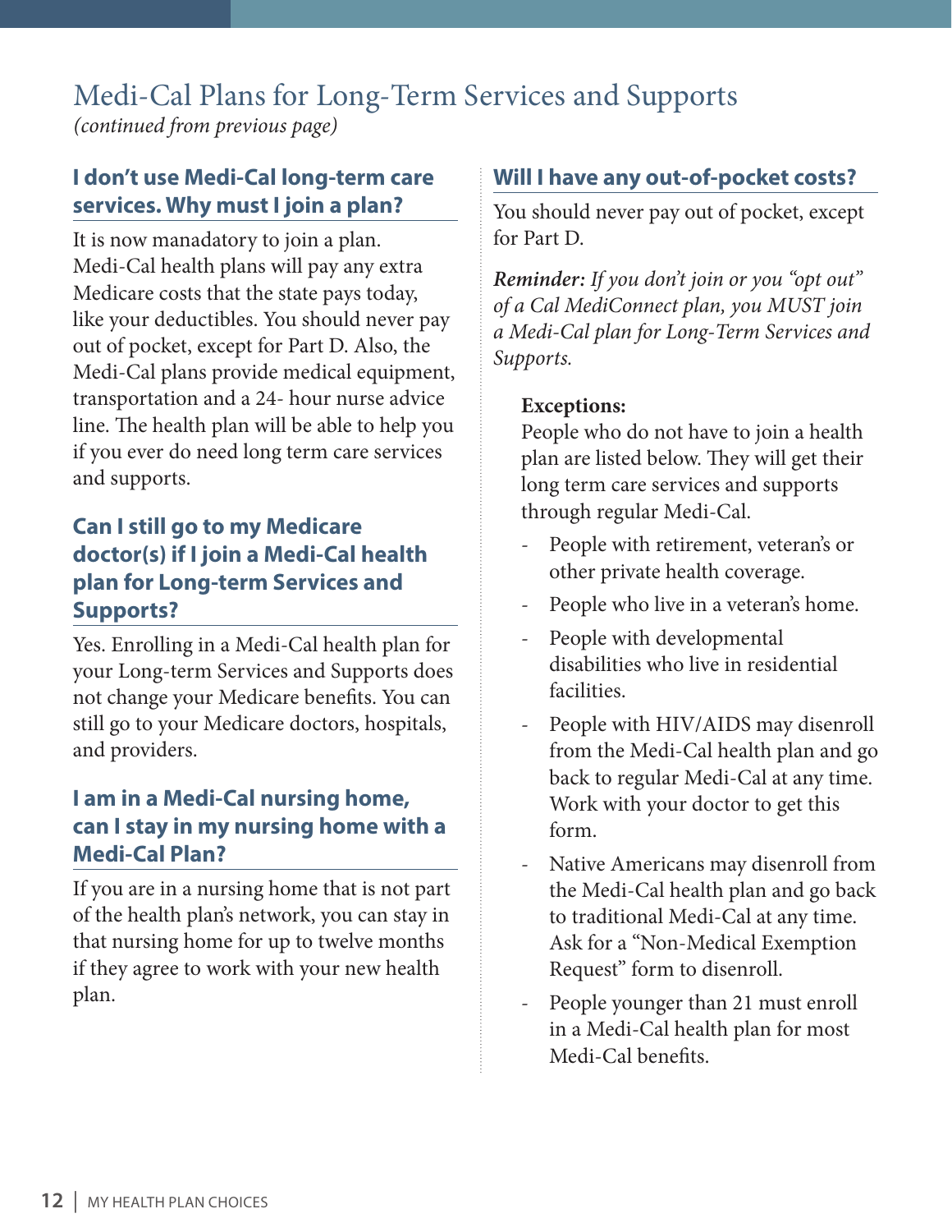# Medi-Cal Plans for Long-Term Services and Supports

*(continued from previous page)*

### I don't use Medi-Cal long-term care services. Why must I join a plan?

It is now manadatory to join a plan. Medi-Cal health plans will pay any extra Medicare costs that the state pays today, like your deductibles. You should never pay out of pocket, except for Part D. Also, the Medi-Cal plans provide medical equipment, transportation and a 24- hour nurse advice line. The health plan will be able to help you if you ever do need long term care services and supports.

### Can I still go to my Medicare doctor(s) if I join a Medi-Cal health plan for Long-term Services and Supports?

Yes. Enrolling in a Medi-Cal health plan for your Long-term Services and Supports does not change your Medicare benefits. You can still go to your Medicare doctors, hospitals, and providers.

### I am in a Medi-Cal nursing home, can I stay in my nursing home with a Medi-Cal Plan?

If you are in a nursing home that is not part of the health plan's network, you can stay in that nursing home for up to twelve months if they agree to work with your new health plan.

### Will I have any out-of-pocket costs?

You should never pay out of pocket, except for Part D.

***Reminder:*** *If you don't join or you "opt out" of a Cal MediConnect plan, you MUST join a Medi-Cal plan for Long-Term Services and Supports.*

**Exceptions:**

People who do not have to join a health plan are listed below. They will get their long term care services and supports through regular Medi-Cal.

- People with retirement, veteran's or other private health coverage.
- People who live in a veteran's home.
- People with developmental disabilities who live in residential facilities.
- People with HIV/AIDS may disenroll from the Medi-Cal health plan and go back to regular Medi-Cal at any time. Work with your doctor to get this form.
- Native Americans may disenroll from the Medi-Cal health plan and go back to traditional Medi-Cal at any time. Ask for a "Non-Medical Exemption Request" form to disenroll.
- People younger than 21 must enroll in a Medi-Cal health plan for most Medi-Cal benefits.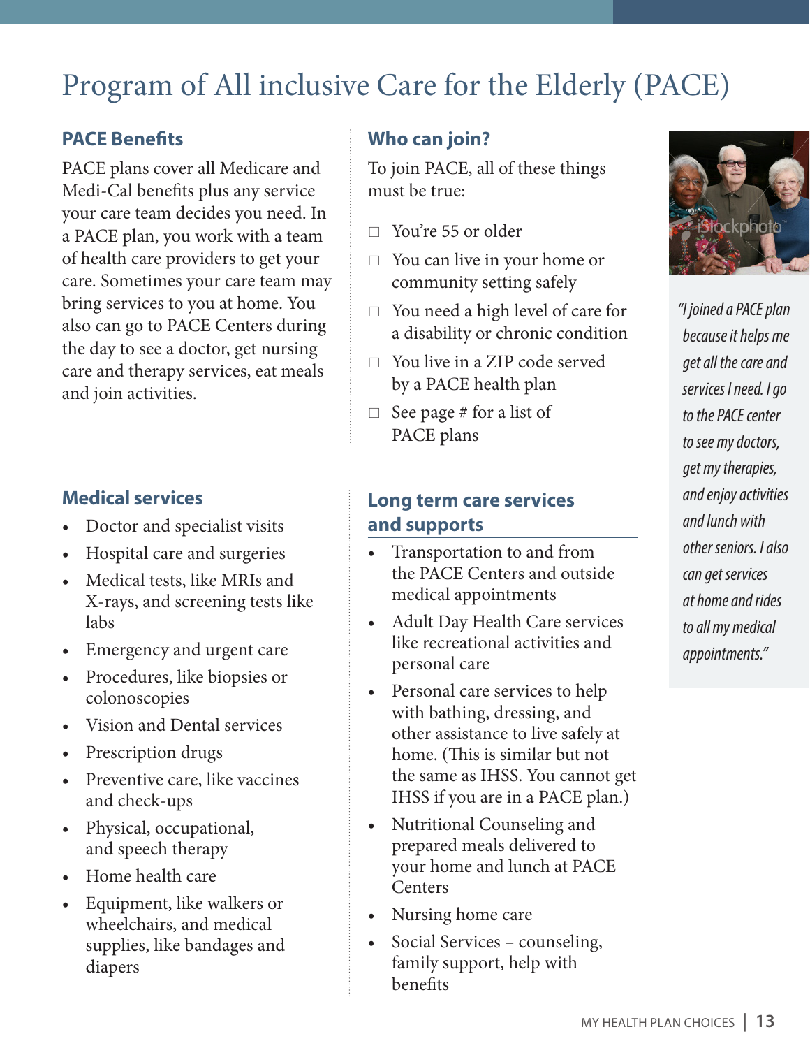# Program of All inclusive Care for the Elderly (PACE)

## PACE Benefits

PACE plans cover all Medicare and Medi-Cal benefits plus any service your care team decides you need. In a PACE plan, you work with a team of health care providers to get your care. Sometimes your care team may bring services to you at home. You also can go to PACE Centers during the day to see a doctor, get nursing care and therapy services, eat meals and join activities.

## Who can join?

To join PACE, all of these things must be true:

- ☐ You're 55 or older
- ☐ You can live in your home or community setting safely
- ☐ You need a high level of care for a disability or chronic condition
- ☐ You live in a ZIP code served by a PACE health plan
- ☐ See page # for a list of PACE plans

*"I joined a PACE plan because it helps me get all the care and services I need. I go to the PACE center to see my doctors, get my therapies, and enjoy activities and lunch with other seniors. I also can get services at home and rides to all my medical appointments."*

## Medical services

- Doctor and specialist visits
- Hospital care and surgeries
- Medical tests, like MRIs and X-rays, and screening tests like labs
- Emergency and urgent care
- Procedures, like biopsies or colonoscopies
- Vision and Dental services
- Prescription drugs
- Preventive care, like vaccines and check-ups
- Physical, occupational, and speech therapy
- Home health care
- Equipment, like walkers or wheelchairs, and medical supplies, like bandages and diapers

## Long term care services and supports

- Transportation to and from the PACE Centers and outside medical appointments
- Adult Day Health Care services like recreational activities and personal care
- Personal care services to help with bathing, dressing, and other assistance to live safely at home. (This is similar but not the same as IHSS. You cannot get IHSS if you are in a PACE plan.)
- Nutritional Counseling and prepared meals delivered to your home and lunch at PACE Centers
- Nursing home care
- Social Services – counseling, family support, help with benefits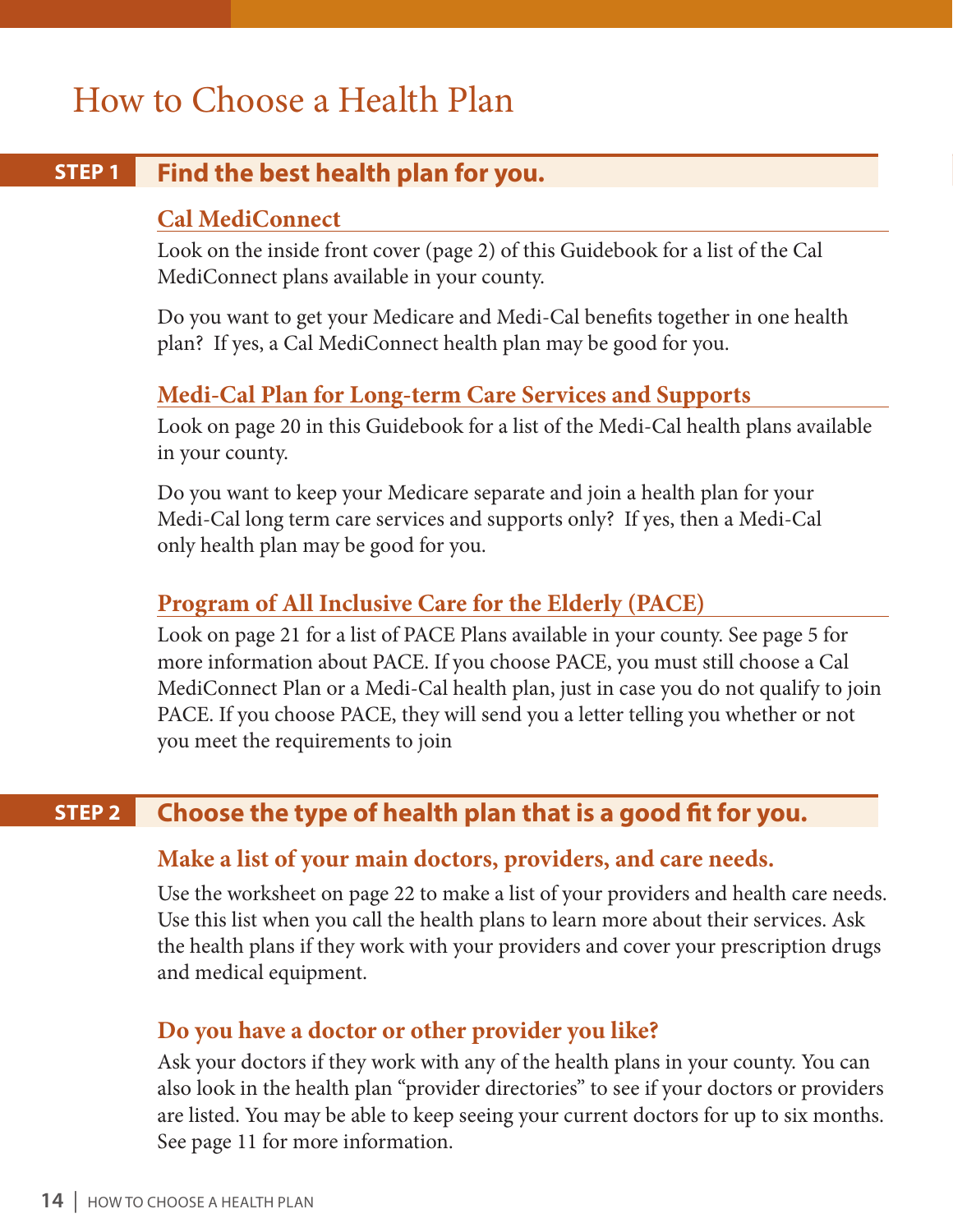# How to Choose a Health Plan

## STEP 1 Find the best health plan for you.

### Cal MediConnect

Look on the inside front cover (page 2) of this Guidebook for a list of the Cal MediConnect plans available in your county.

Do you want to get your Medicare and Medi-Cal benefits together in one health plan? If yes, a Cal MediConnect health plan may be good for you.

### Medi-Cal Plan for Long-term Care Services and Supports

Look on page 20 in this Guidebook for a list of the Medi-Cal health plans available in your county.

Do you want to keep your Medicare separate and join a health plan for your Medi-Cal long term care services and supports only? If yes, then a Medi-Cal only health plan may be good for you.

### Program of All Inclusive Care for the Elderly (PACE)

Look on page 21 for a list of PACE Plans available in your county. See page 5 for more information about PACE. If you choose PACE, you must still choose a Cal MediConnect Plan or a Medi-Cal health plan, just in case you do not qualify to join PACE. If you choose PACE, they will send you a letter telling you whether or not you meet the requirements to join

## STEP 2 Choose the type of health plan that is a good fit for you.

### Make a list of your main doctors, providers, and care needs.

Use the worksheet on page 22 to make a list of your providers and health care needs. Use this list when you call the health plans to learn more about their services. Ask the health plans if they work with your providers and cover your prescription drugs and medical equipment.

### Do you have a doctor or other provider you like?

Ask your doctors if they work with any of the health plans in your county. You can also look in the health plan "provider directories" to see if your doctors or providers are listed. You may be able to keep seeing your current doctors for up to six months. See page 11 for more information.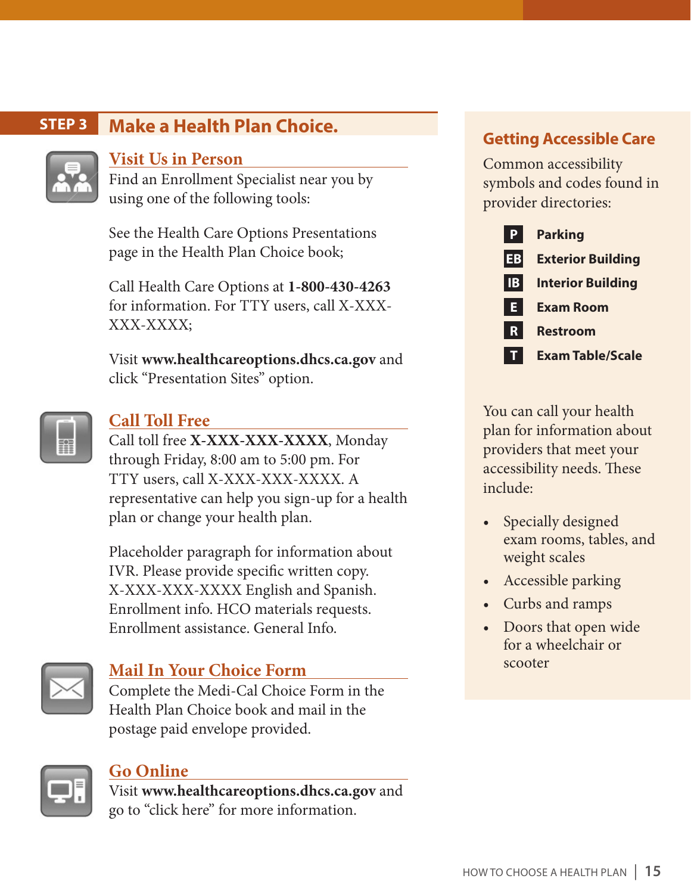## STEP 3 Make a Health Plan Choice.

### Visit Us in Person

Find an Enrollment Specialist near you by using one of the following tools:

See the Health Care Options Presentations page in the Health Plan Choice book;

Call Health Care Options at **1-800-430-4263** for information. For TTY users, call X-XXX-XXX-XXXX;

Visit **www.healthcareoptions.dhcs.ca.gov** and click "Presentation Sites" option.

### Call Toll Free

Call toll free **X-XXX-XXX-XXXX**, Monday through Friday, 8:00 am to 5:00 pm. For TTY users, call X-XXX-XXX-XXXX. A representative can help you sign-up for a health plan or change your health plan.

Placeholder paragraph for information about IVR. Please provide specific written copy. X-XXX-XXX-XXXX English and Spanish. Enrollment info. HCO materials requests. Enrollment assistance. General Info.

### Mail In Your Choice Form

Complete the Medi-Cal Choice Form in the Health Plan Choice book and mail in the postage paid envelope provided.

### Go Online

Visit **www.healthcareoptions.dhcs.ca.gov** and go to "click here" for more information.

## Getting Accessible Care

Common accessibility symbols and codes found in provider directories:

| Code | Meaning |
| --- | --- |
| P | **Parking** |
| EB | **Exterior Building** |
| IB | **Interior Building** |
| E | **Exam Room** |
| R | **Restroom** |
| T | **Exam Table/Scale** |

You can call your health plan for information about providers that meet your accessibility needs. These include:

- Specially designed exam rooms, tables, and weight scales
- Accessible parking
- Curbs and ramps
- Doors that open wide for a wheelchair or scooter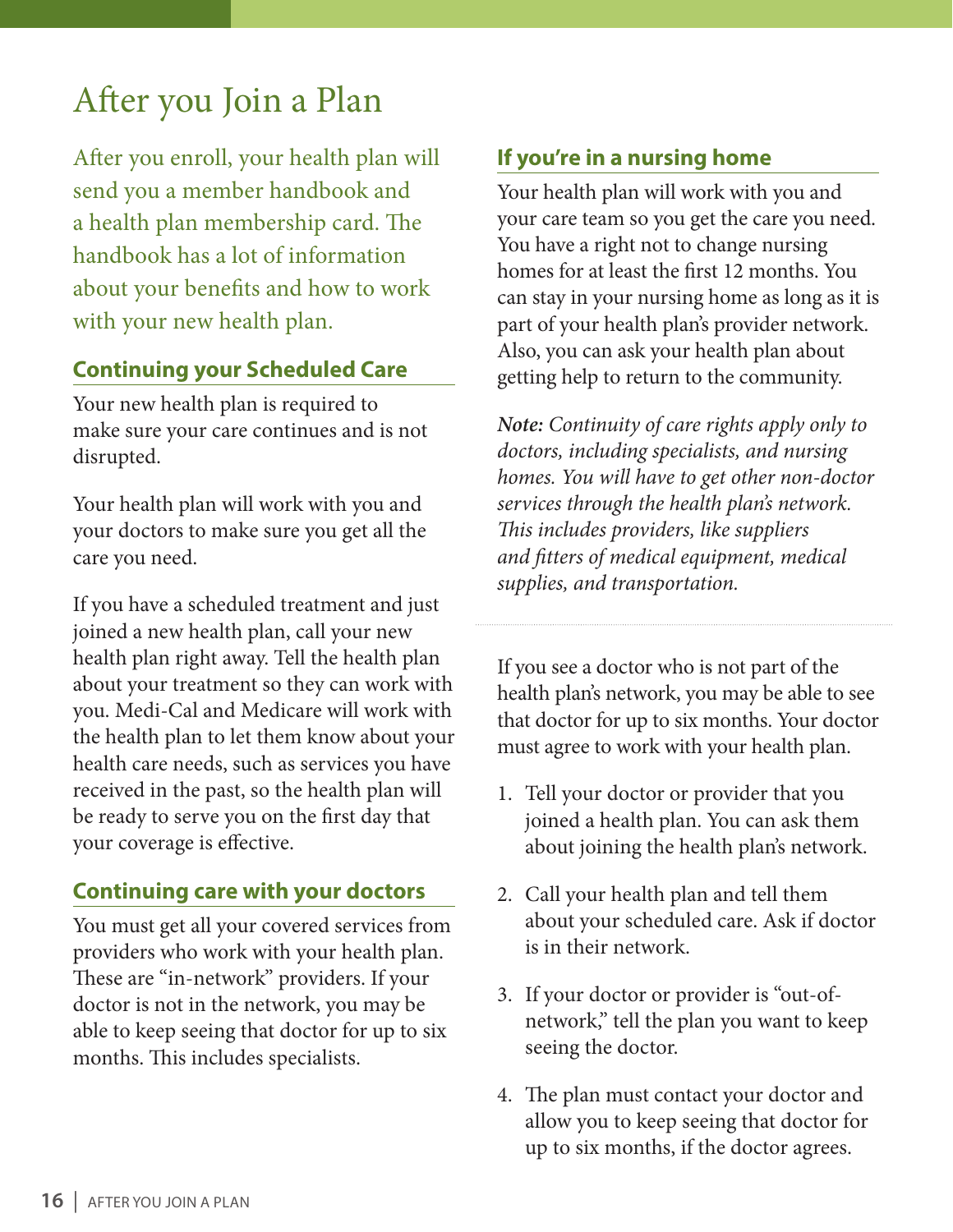# After you Join a Plan

After you enroll, your health plan will send you a member handbook and a health plan membership card. The handbook has a lot of information about your benefits and how to work with your new health plan.

## Continuing your Scheduled Care

Your new health plan is required to make sure your care continues and is not disrupted.

Your health plan will work with you and your doctors to make sure you get all the care you need.

If you have a scheduled treatment and just joined a new health plan, call your new health plan right away. Tell the health plan about your treatment so they can work with you. Medi-Cal and Medicare will work with the health plan to let them know about your health care needs, such as services you have received in the past, so the health plan will be ready to serve you on the first day that your coverage is effective.

## Continuing care with your doctors

You must get all your covered services from providers who work with your health plan. These are "in-network" providers. If your doctor is not in the network, you may be able to keep seeing that doctor for up to six months. This includes specialists.

## If you're in a nursing home

Your health plan will work with you and your care team so you get the care you need. You have a right not to change nursing homes for at least the first 12 months. You can stay in your nursing home as long as it is part of your health plan's provider network. Also, you can ask your health plan about getting help to return to the community.

***Note:*** *Continuity of care rights apply only to doctors, including specialists, and nursing homes. You will have to get other non-doctor services through the health plan's network. This includes providers, like suppliers and fitters of medical equipment, medical supplies, and transportation.*

---

If you see a doctor who is not part of the health plan's network, you may be able to see that doctor for up to six months. Your doctor must agree to work with your health plan.

1. Tell your doctor or provider that you joined a health plan. You can ask them about joining the health plan's network.
2. Call your health plan and tell them about your scheduled care. Ask if doctor is in their network.
3. If your doctor or provider is "out-of-network," tell the plan you want to keep seeing the doctor.
4. The plan must contact your doctor and allow you to keep seeing that doctor for up to six months, if the doctor agrees.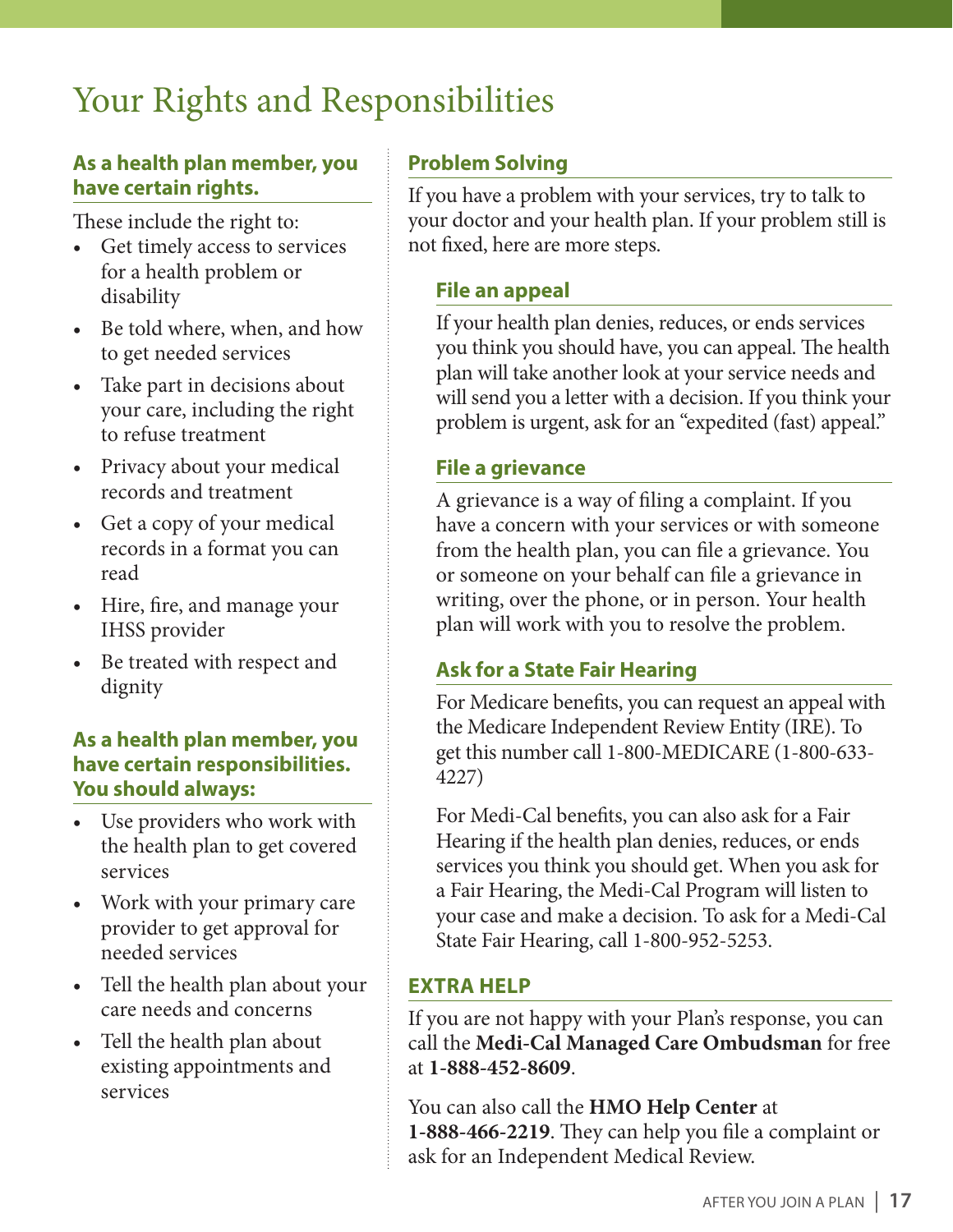# Your Rights and Responsibilities

### As a health plan member, you have certain rights.

These include the right to:

- Get timely access to services for a health problem or disability
- Be told where, when, and how to get needed services
- Take part in decisions about your care, including the right to refuse treatment
- Privacy about your medical records and treatment
- Get a copy of your medical records in a format you can read
- Hire, fire, and manage your IHSS provider
- Be treated with respect and dignity

### As a health plan member, you have certain responsibilities. You should always:

- Use providers who work with the health plan to get covered services
- Work with your primary care provider to get approval for needed services
- Tell the health plan about your care needs and concerns
- Tell the health plan about existing appointments and services

### Problem Solving

If you have a problem with your services, try to talk to your doctor and your health plan. If your problem still is not fixed, here are more steps.

#### File an appeal

If your health plan denies, reduces, or ends services you think you should have, you can appeal. The health plan will take another look at your service needs and will send you a letter with a decision. If you think your problem is urgent, ask for an "expedited (fast) appeal."

#### File a grievance

A grievance is a way of filing a complaint. If you have a concern with your services or with someone from the health plan, you can file a grievance. You or someone on your behalf can file a grievance in writing, over the phone, or in person. Your health plan will work with you to resolve the problem.

#### Ask for a State Fair Hearing

For Medicare benefits, you can request an appeal with the Medicare Independent Review Entity (IRE). To get this number call 1-800-MEDICARE (1-800-633-4227)

For Medi-Cal benefits, you can also ask for a Fair Hearing if the health plan denies, reduces, or ends services you think you should get. When you ask for a Fair Hearing, the Medi-Cal Program will listen to your case and make a decision. To ask for a Medi-Cal State Fair Hearing, call 1-800-952-5253.

### EXTRA HELP

If you are not happy with your Plan's response, you can call the **Medi-Cal Managed Care Ombudsman** for free at **1-888-452-8609**.

You can also call the **HMO Help Center** at **1-888-466-2219**. They can help you file a complaint or ask for an Independent Medical Review.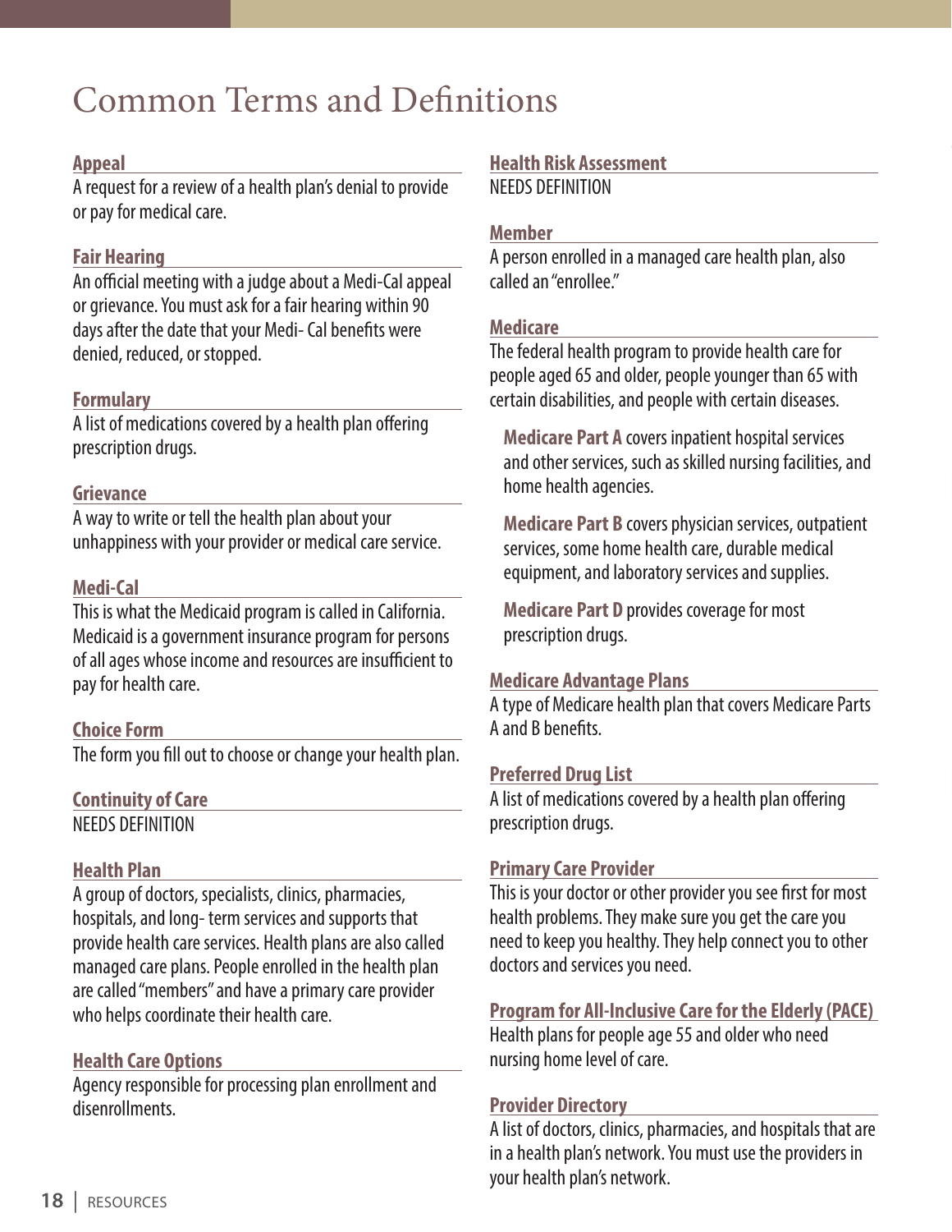# Common Terms and Definitions

### Appeal

A request for a review of a health plan's denial to provide or pay for medical care.

### Fair Hearing

An official meeting with a judge about a Medi-Cal appeal or grievance. You must ask for a fair hearing within 90 days after the date that your Medi- Cal benefits were denied, reduced, or stopped.

### Formulary

A list of medications covered by a health plan offering prescription drugs.

### Grievance

A way to write or tell the health plan about your unhappiness with your provider or medical care service.

### Medi-Cal

This is what the Medicaid program is called in California. Medicaid is a government insurance program for persons of all ages whose income and resources are insufficient to pay for health care.

### Choice Form

The form you fill out to choose or change your health plan.

### Continuity of Care

NEEDS DEFINITION

### Health Plan

A group of doctors, specialists, clinics, pharmacies, hospitals, and long- term services and supports that provide health care services. Health plans are also called managed care plans. People enrolled in the health plan are called "members" and have a primary care provider who helps coordinate their health care.

### Health Care Options

Agency responsible for processing plan enrollment and disenrollments.

### Health Risk Assessment

NEEDS DEFINITION

### Member

A person enrolled in a managed care health plan, also called an "enrollee."

### Medicare

The federal health program to provide health care for people aged 65 and older, people younger than 65 with certain disabilities, and people with certain diseases.

**Medicare Part A** covers inpatient hospital services and other services, such as skilled nursing facilities, and home health agencies.

**Medicare Part B** covers physician services, outpatient services, some home health care, durable medical equipment, and laboratory services and supplies.

**Medicare Part D** provides coverage for most prescription drugs.

### Medicare Advantage Plans

A type of Medicare health plan that covers Medicare Parts A and B benefits.

### Preferred Drug List

A list of medications covered by a health plan offering prescription drugs.

### Primary Care Provider

This is your doctor or other provider you see first for most health problems. They make sure you get the care you need to keep you healthy. They help connect you to other doctors and services you need.

### Program for All-Inclusive Care for the Elderly (PACE)

Health plans for people age 55 and older who need nursing home level of care.

### Provider Directory

A list of doctors, clinics, pharmacies, and hospitals that are in a health plan's network. You must use the providers in your health plan's network.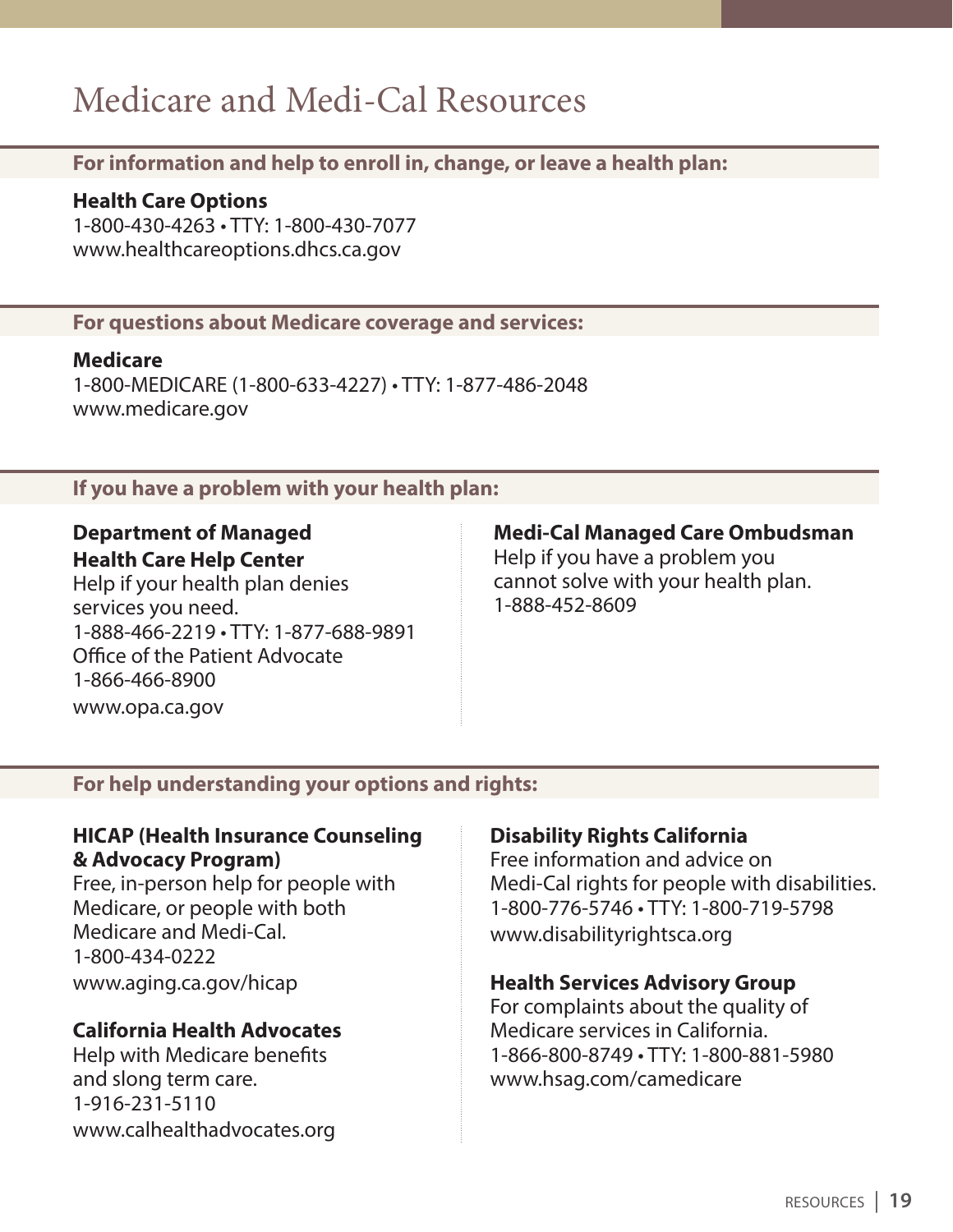# Medicare and Medi-Cal Resources

## For information and help to enroll in, change, or leave a health plan:

**Health Care Options**
1-800-430-4263 • TTY: 1-800-430-7077
www.healthcareoptions.dhcs.ca.gov

## For questions about Medicare coverage and services:

**Medicare**
1-800-MEDICARE (1-800-633-4227) • TTY: 1-877-486-2048
www.medicare.gov

## If you have a problem with your health plan:

**Department of Managed Health Care Help Center**
Help if your health plan denies services you need.
1-888-466-2219 • TTY: 1-877-688-9891
Office of the Patient Advocate
1-866-466-8900
www.opa.ca.gov

**Medi-Cal Managed Care Ombudsman**
Help if you have a problem you cannot solve with your health plan.
1-888-452-8609

## For help understanding your options and rights:

**HICAP (Health Insurance Counseling & Advocacy Program)**
Free, in-person help for people with Medicare, or people with both Medicare and Medi-Cal.
1-800-434-0222
www.aging.ca.gov/hicap

**California Health Advocates**
Help with Medicare benefits and slong term care.
1-916-231-5110
www.calhealthadvocates.org

**Disability Rights California**
Free information and advice on Medi-Cal rights for people with disabilities.
1-800-776-5746 • TTY: 1-800-719-5798
www.disabilityrightsca.org

**Health Services Advisory Group**
For complaints about the quality of Medicare services in California.
1-866-800-8749 • TTY: 1-800-881-5980
www.hsag.com/camedicare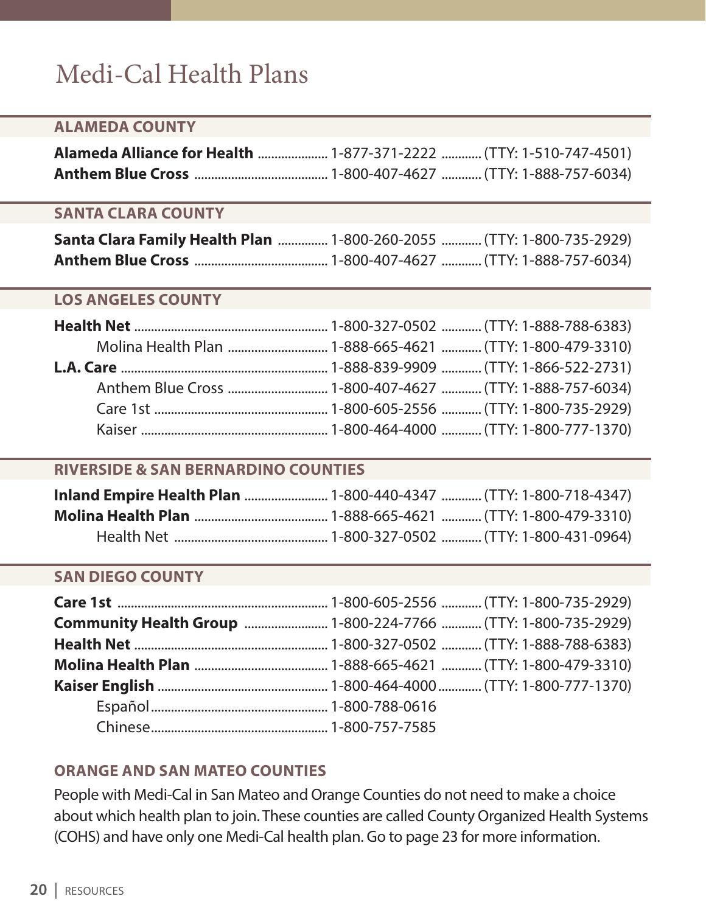# Medi-Cal Health Plans

## ALAMEDA COUNTY

**Alameda Alliance for Health** .................... 1-877-371-2222 ............ (TTY: 1-510-747-4501)
**Anthem Blue Cross** ........................................ 1-800-407-4627 ............ (TTY: 1-888-757-6034)

## SANTA CLARA COUNTY

**Santa Clara Family Health Plan** ............... 1-800-260-2055 ............ (TTY: 1-800-735-2929)
**Anthem Blue Cross** ........................................ 1-800-407-4627 ............ (TTY: 1-888-757-6034)

## LOS ANGELES COUNTY

**Health Net** ........................................................ 1-800-327-0502 ............ (TTY: 1-888-788-6383)
    Molina Health Plan ............................. 1-888-665-4621 ............ (TTY: 1-800-479-3310)
**L.A. Care** ............................................................ 1-888-839-9909 ............ (TTY: 1-866-522-2731)
    Anthem Blue Cross ............................. 1-800-407-4627 ............ (TTY: 1-888-757-6034)
    Care 1st ................................................... 1-800-605-2556 ............ (TTY: 1-800-735-2929)
    Kaiser ........................................................ 1-800-464-4000 ............ (TTY: 1-800-777-1370)

## RIVERSIDE & SAN BERNARDINO COUNTIES

**Inland Empire Health Plan** ......................... 1-800-440-4347 ............ (TTY: 1-800-718-4347)
**Molina Health Plan** ........................................ 1-888-665-4621 ............ (TTY: 1-800-479-3310)
    Health Net ............................................. 1-800-327-0502 ............ (TTY: 1-800-431-0964)

## SAN DIEGO COUNTY

**Care 1st** ............................................................. 1-800-605-2556 ............ (TTY: 1-800-735-2929)
**Community Health Group** ......................... 1-800-224-7766 ............ (TTY: 1-800-735-2929)
**Health Net** ........................................................ 1-800-327-0502 ............ (TTY: 1-888-788-6383)
**Molina Health Plan** ........................................ 1-888-665-4621 ............ (TTY: 1-800-479-3310)
**Kaiser English** .................................................. 1-800-464-4000............. (TTY: 1-800-777-1370)
    Español..................................................... 1-800-788-0616
    Chinese..................................................... 1-800-757-7585

## ORANGE AND SAN MATEO COUNTIES

People with Medi-Cal in San Mateo and Orange Counties do not need to make a choice about which health plan to join. These counties are called County Organized Health Systems (COHS) and have only one Medi-Cal health plan. Go to page 23 for more information.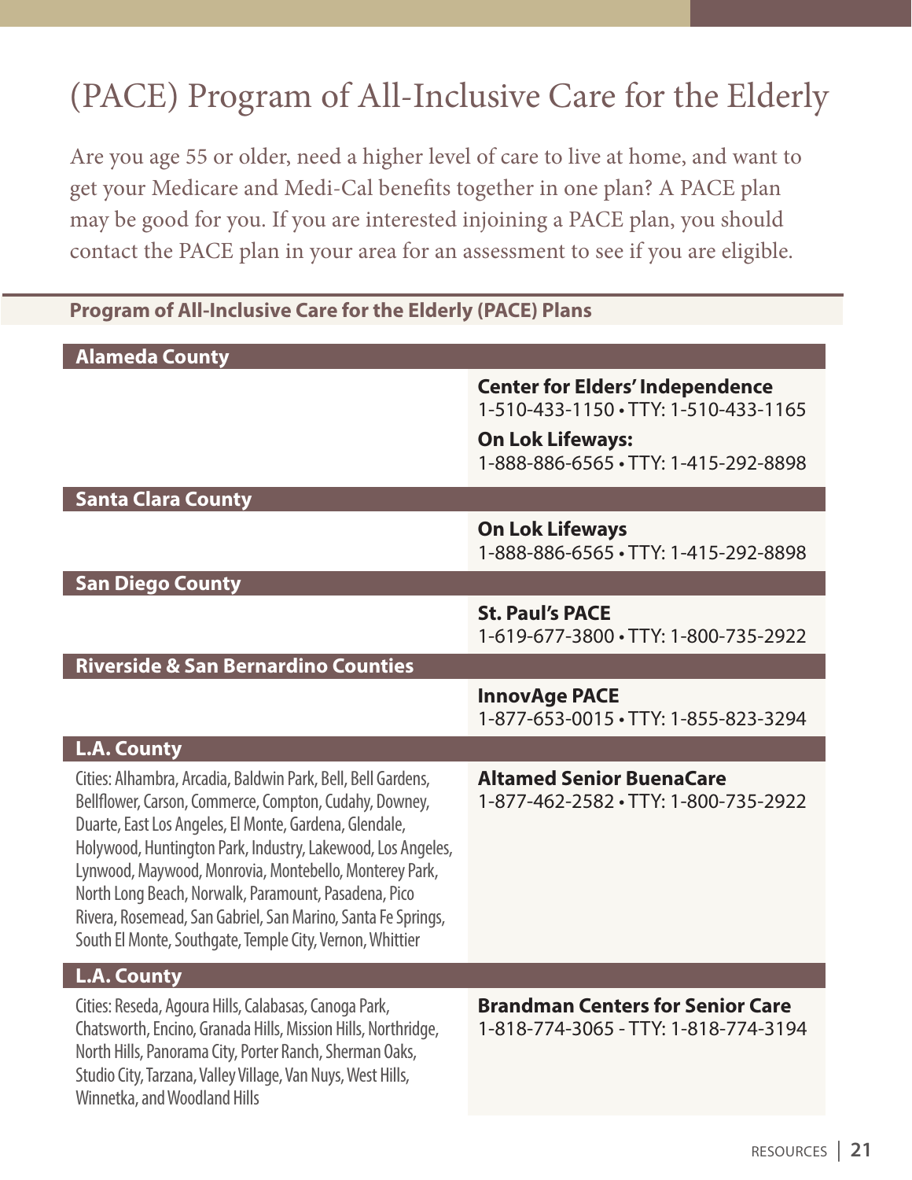# (PACE) Program of All-Inclusive Care for the Elderly

Are you age 55 or older, need a higher level of care to live at home, and want to get your Medicare and Medi-Cal benefits together in one plan? A PACE plan may be good for you. If you are interested injoining a PACE plan, you should contact the PACE plan in your area for an assessment to see if you are eligible.

## Program of All-Inclusive Care for the Elderly (PACE) Plans

| Area | Plan |
|---|---|
| **Alameda County** | |
| | **Center for Elders' Independence**<br>1-510-433-1150 • TTY: 1-510-433-1165<br>**On Lok Lifeways:**<br>1-888-886-6565 • TTY: 1-415-292-8898 |
| **Santa Clara County** | |
| | **On Lok Lifeways**<br>1-888-886-6565 • TTY: 1-415-292-8898 |
| **San Diego County** | |
| | **St. Paul's PACE**<br>1-619-677-3800 • TTY: 1-800-735-2922 |
| **Riverside & San Bernardino Counties** | |
| | **InnovAge PACE**<br>1-877-653-0015 • TTY: 1-855-823-3294 |
| **L.A. County** | |
| Cities: Alhambra, Arcadia, Baldwin Park, Bell, Bell Gardens, Bellflower, Carson, Commerce, Compton, Cudahy, Downey, Duarte, East Los Angeles, El Monte, Gardena, Glendale, Holywood, Huntington Park, Industry, Lakewood, Los Angeles, Lynwood, Maywood, Monrovia, Montebello, Monterey Park, North Long Beach, Norwalk, Paramount, Pasadena, Pico Rivera, Rosemead, San Gabriel, San Marino, Santa Fe Springs, South El Monte, Southgate, Temple City, Vernon, Whittier | **Altamed Senior BuenaCare**<br>1-877-462-2582 • TTY: 1-800-735-2922 |
| **L.A. County** | |
| Cities: Reseda, Agoura Hills, Calabasas, Canoga Park, Chatsworth, Encino, Granada Hills, Mission Hills, Northridge, North Hills, Panorama City, Porter Ranch, Sherman Oaks, Studio City, Tarzana, Valley Village, Van Nuys, West Hills, Winnetka, and Woodland Hills | **Brandman Centers for Senior Care**<br>1-818-774-3065 - TTY: 1-818-774-3194 |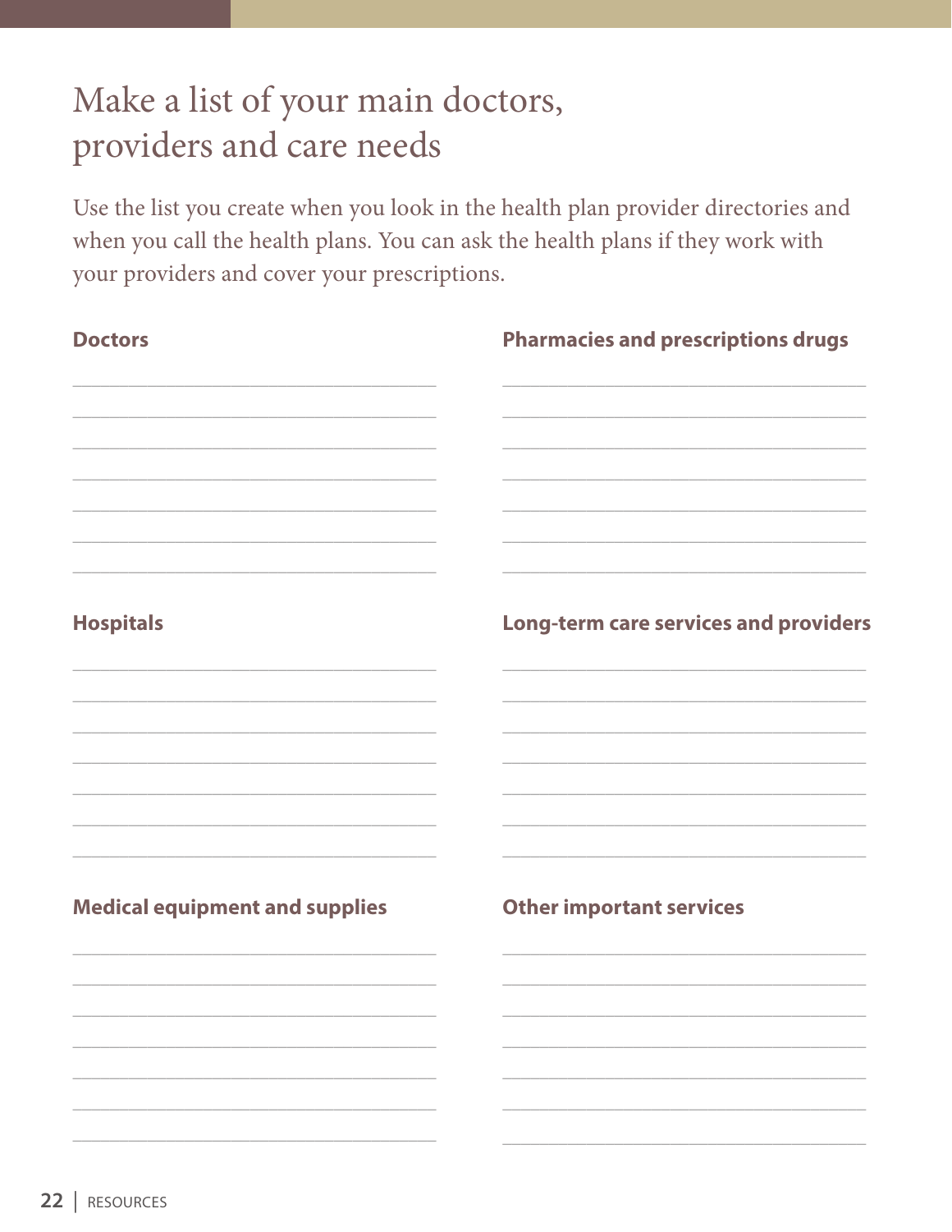# Make a list of your main doctors, providers and care needs

Use the list you create when you look in the health plan provider directories and when you call the health plans. You can ask the health plans if they work with your providers and cover your prescriptions.

**Doctors**

______________________________________
______________________________________
______________________________________
______________________________________
______________________________________
______________________________________
______________________________________

**Pharmacies and prescriptions drugs**

______________________________________
______________________________________
______________________________________
______________________________________
______________________________________
______________________________________
______________________________________

**Hospitals**

______________________________________
______________________________________
______________________________________
______________________________________
______________________________________
______________________________________
______________________________________

**Long-term care services and providers**

______________________________________
______________________________________
______________________________________
______________________________________
______________________________________
______________________________________
______________________________________

**Medical equipment and supplies**

______________________________________
______________________________________
______________________________________
______________________________________
______________________________________
______________________________________
______________________________________

**Other important services**

______________________________________
______________________________________
______________________________________
______________________________________
______________________________________
______________________________________
______________________________________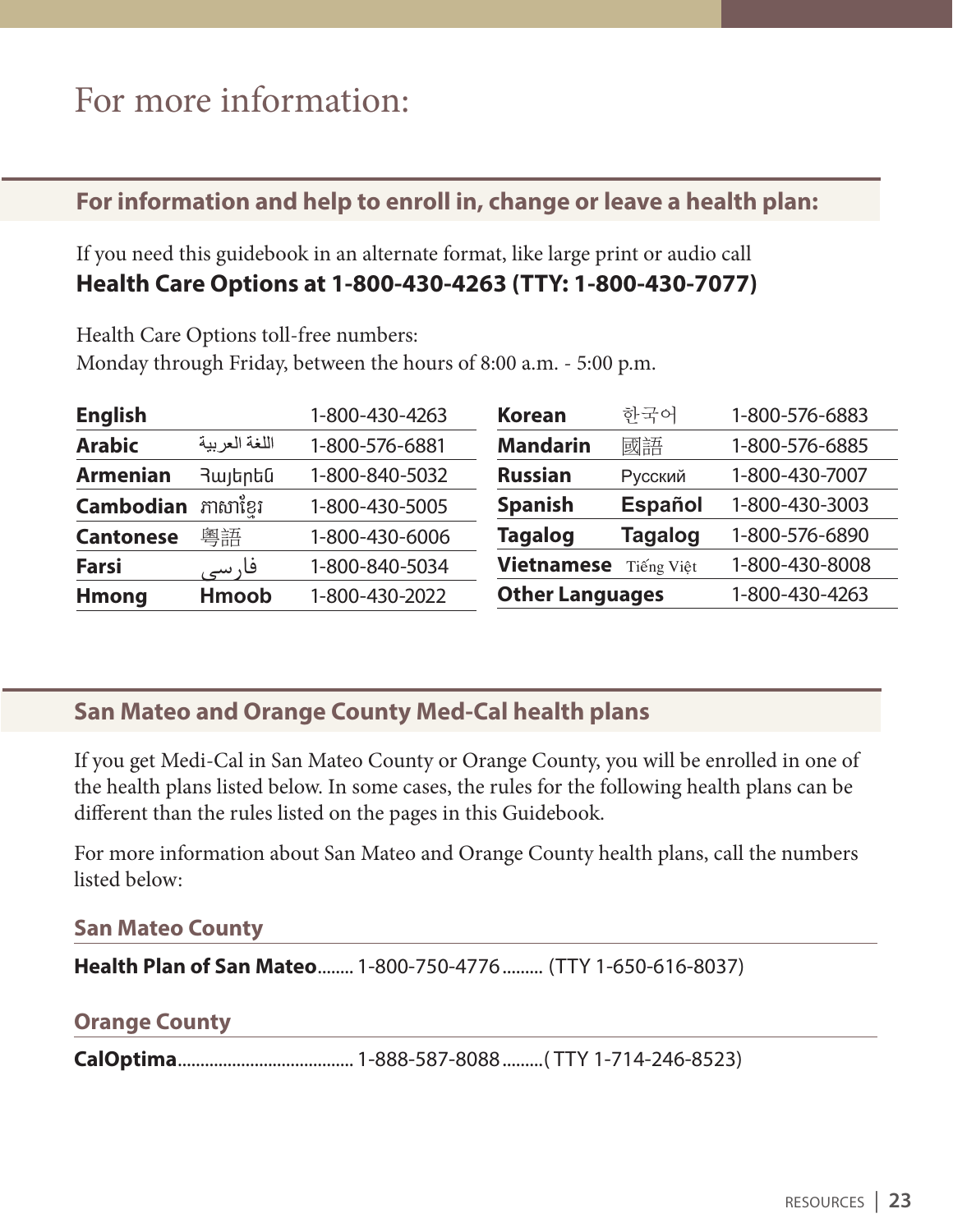# For more information:

## For information and help to enroll in, change or leave a health plan:

If you need this guidebook in an alternate format, like large print or audio call
**Health Care Options at 1-800-430-4263 (TTY: 1-800-430-7077)**

Health Care Options toll-free numbers:
Monday through Friday, between the hours of 8:00 a.m. - 5:00 p.m.

| Language | Native | Number |
|---|---|---|
| **English** | | 1-800-430-4263 |
| **Arabic** | اللغة العربية | 1-800-576-6881 |
| **Armenian** | Յայերեն | 1-800-840-5032 |
| **Cambodian** | ភាសាខ្មែរ | 1-800-430-5005 |
| **Cantonese** | 粵語 | 1-800-430-6006 |
| **Farsi** | فارسی | 1-800-840-5034 |
| **Hmong** | **Hmoob** | 1-800-430-2022 |
| **Korean** | 한국어 | 1-800-576-6883 |
| **Mandarin** | 國語 | 1-800-576-6885 |
| **Russian** | Русский | 1-800-430-7007 |
| **Spanish** | **Español** | 1-800-430-3003 |
| **Tagalog** | **Tagalog** | 1-800-576-6890 |
| **Vietnamese** | Tiếng Việt | 1-800-430-8008 |
| **Other Languages** | | 1-800-430-4263 |

## San Mateo and Orange County Med-Cal health plans

If you get Medi-Cal in San Mateo County or Orange County, you will be enrolled in one of the health plans listed below. In some cases, the rules for the following health plans can be different than the rules listed on the pages in this Guidebook.

For more information about San Mateo and Orange County health plans, call the numbers listed below:

### San Mateo County

**Health Plan of San Mateo**........ 1-800-750-4776 ......... (TTY 1-650-616-8037)

### Orange County

**CalOptima**....................................... 1-888-587-8088 .........( TTY 1-714-246-8523)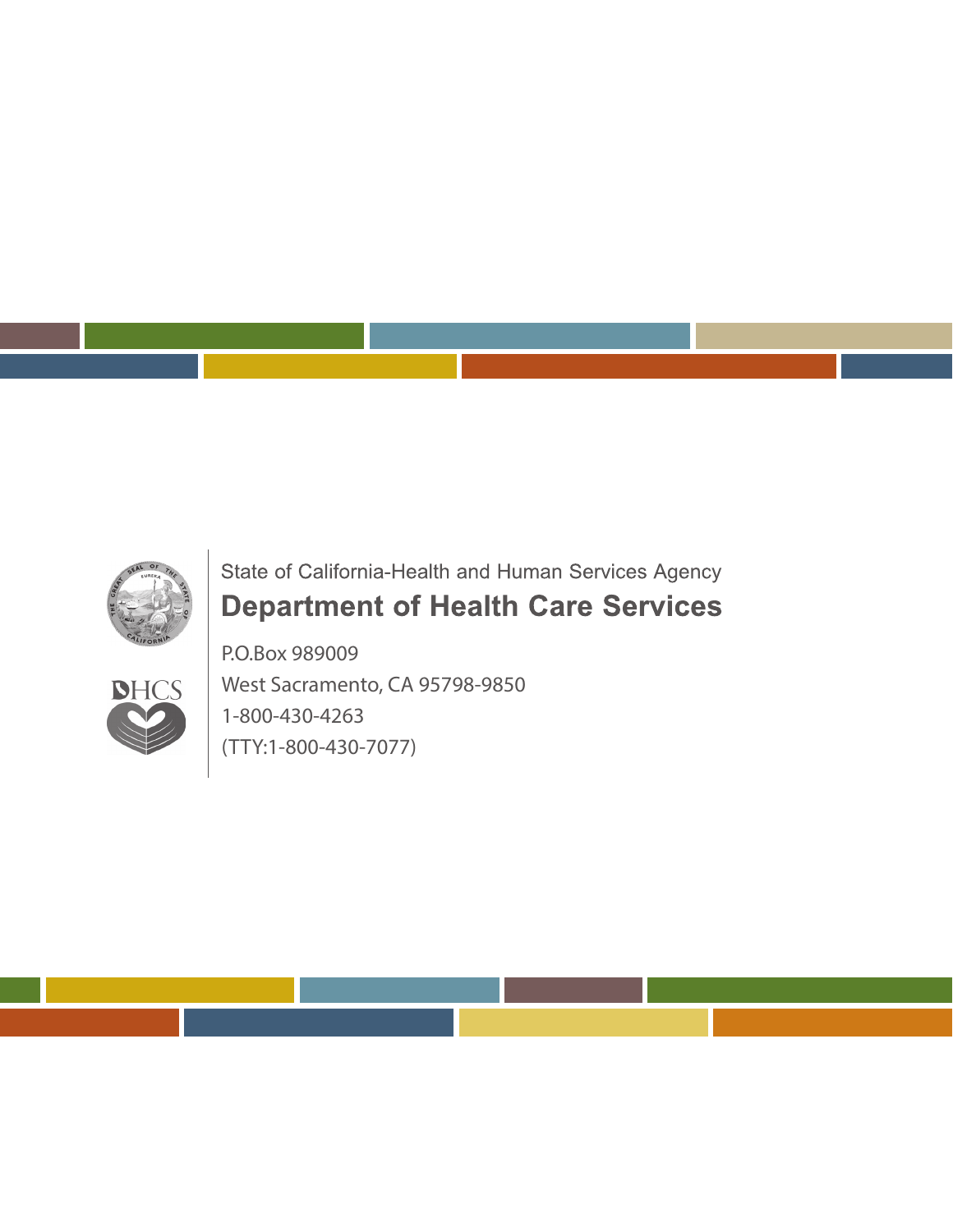State of California-Health and Human Services Agency

**Department of Health Care Services**

P.O.Box 989009

West Sacramento, CA 95798-9850

1-800-430-4263

(TTY:1-800-430-7077)